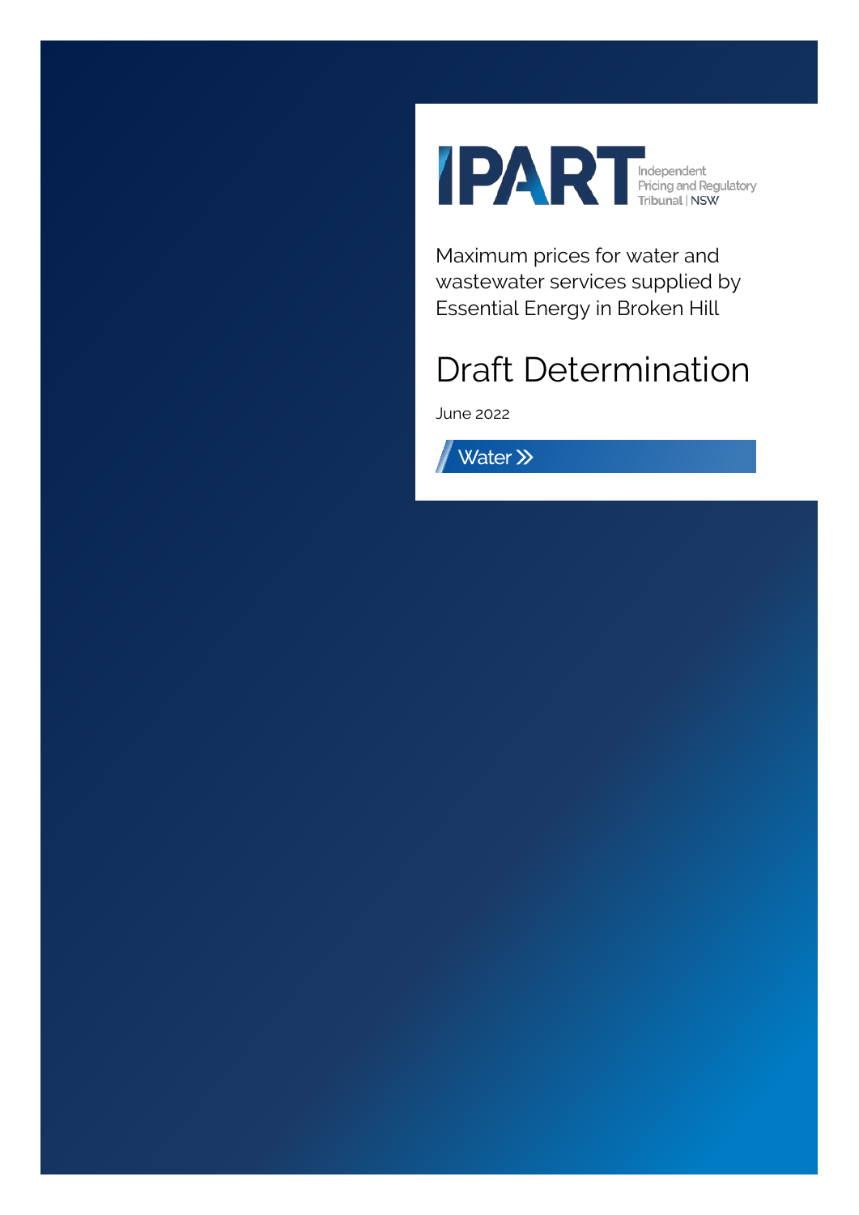IPART Independent Pricing and Regulatory Tribunal | NSW

Maximum prices for water and wastewater services supplied by Essential Energy in Broken Hill

# Draft Determination

June 2022

Water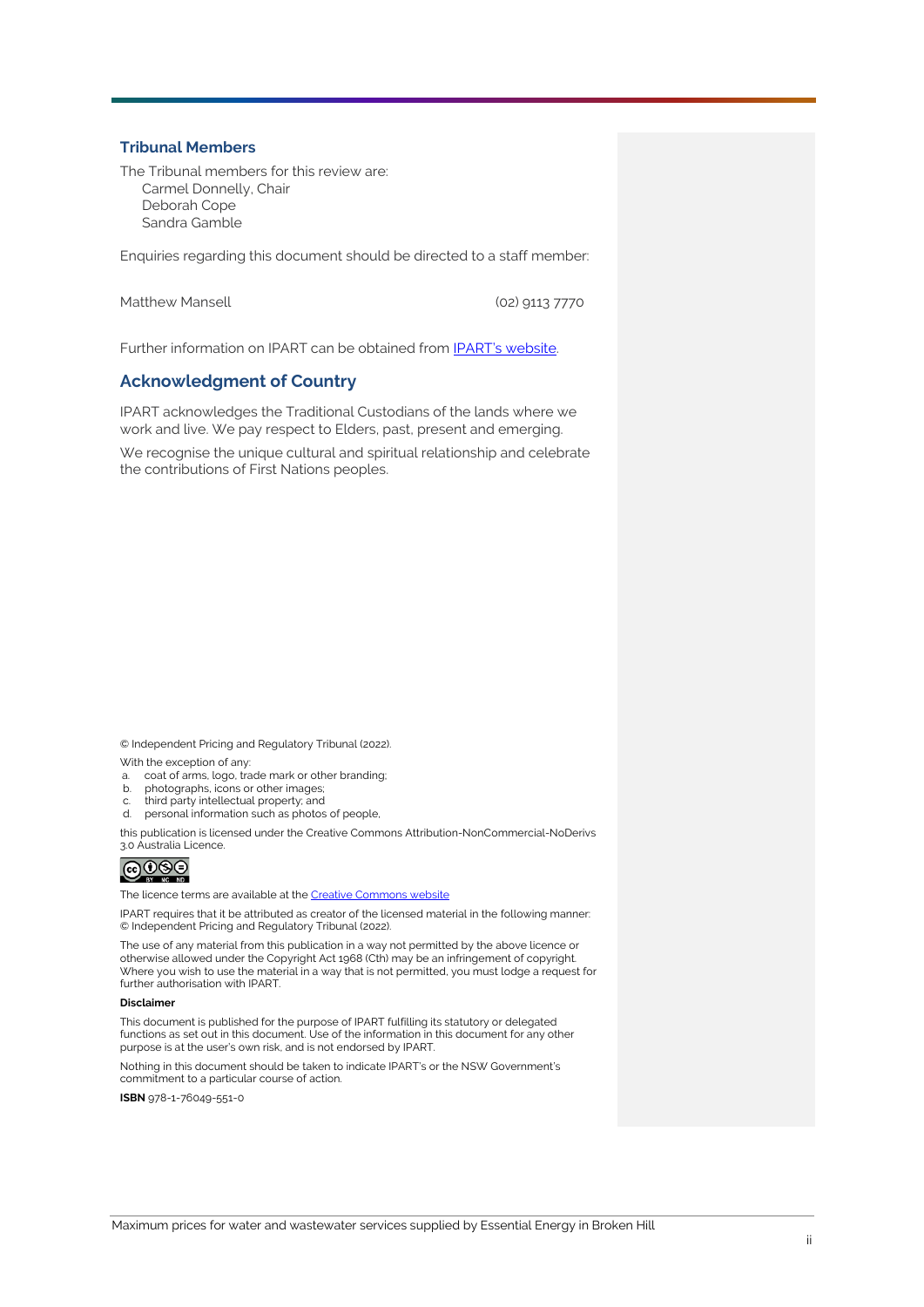## Tribunal Members

The Tribunal members for this review are:
Carmel Donnelly, Chair
Deborah Cope
Sandra Gamble

Enquiries regarding this document should be directed to a staff member:

Matthew Mansell (02) 9113 7770

Further information on IPART can be obtained from IPART's website.

## Acknowledgment of Country

IPART acknowledges the Traditional Custodians of the lands where we work and live. We pay respect to Elders, past, present and emerging.

We recognise the unique cultural and spiritual relationship and celebrate the contributions of First Nations peoples.

© Independent Pricing and Regulatory Tribunal (2022).

With the exception of any:

a. coat of arms, logo, trade mark or other branding;
b. photographs, icons or other images;
c. third party intellectual property; and
d. personal information such as photos of people,

this publication is licensed under the Creative Commons Attribution-NonCommercial-NoDerivs 3.0 Australia Licence.

The licence terms are available at the Creative Commons website

IPART requires that it be attributed as creator of the licensed material in the following manner: © Independent Pricing and Regulatory Tribunal (2022).

The use of any material from this publication in a way not permitted by the above licence or otherwise allowed under the Copyright Act 1968 (Cth) may be an infringement of copyright. Where you wish to use the material in a way that is not permitted, you must lodge a request for further authorisation with IPART.

**Disclaimer**

This document is published for the purpose of IPART fulfilling its statutory or delegated functions as set out in this document. Use of the information in this document for any other purpose is at the user's own risk, and is not endorsed by IPART.

Nothing in this document should be taken to indicate IPART's or the NSW Government's commitment to a particular course of action.

**ISBN** 978-1-76049-551-0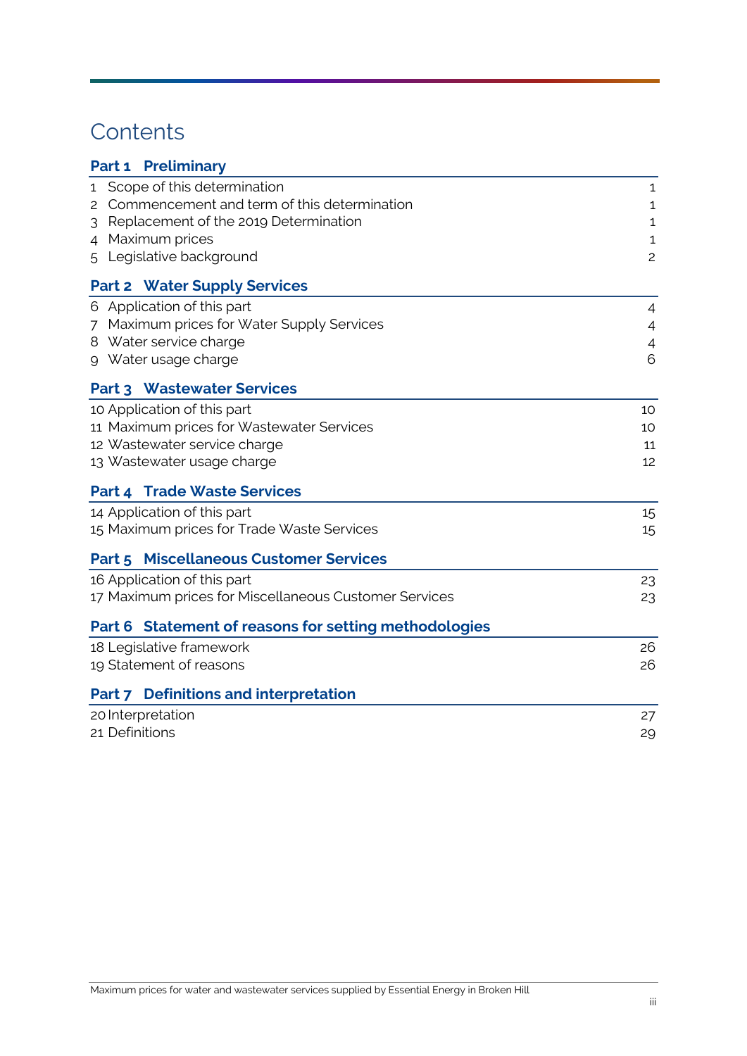# Contents

| **Part 1 Preliminary** | |
|---|---|
| 1 Scope of this determination | 1 |
| 2 Commencement and term of this determination | 1 |
| 3 Replacement of the 2019 Determination | 1 |
| 4 Maximum prices | 1 |
| 5 Legislative background | 2 |
| **Part 2 Water Supply Services** | |
| 6 Application of this part | 4 |
| 7 Maximum prices for Water Supply Services | 4 |
| 8 Water service charge | 4 |
| 9 Water usage charge | 6 |
| **Part 3 Wastewater Services** | |
| 10 Application of this part | 10 |
| 11 Maximum prices for Wastewater Services | 10 |
| 12 Wastewater service charge | 11 |
| 13 Wastewater usage charge | 12 |
| **Part 4 Trade Waste Services** | |
| 14 Application of this part | 15 |
| 15 Maximum prices for Trade Waste Services | 15 |
| **Part 5 Miscellaneous Customer Services** | |
| 16 Application of this part | 23 |
| 17 Maximum prices for Miscellaneous Customer Services | 23 |
| **Part 6 Statement of reasons for setting methodologies** | |
| 18 Legislative framework | 26 |
| 19 Statement of reasons | 26 |
| **Part 7 Definitions and interpretation** | |
| 20 Interpretation | 27 |
| 21 Definitions | 29 |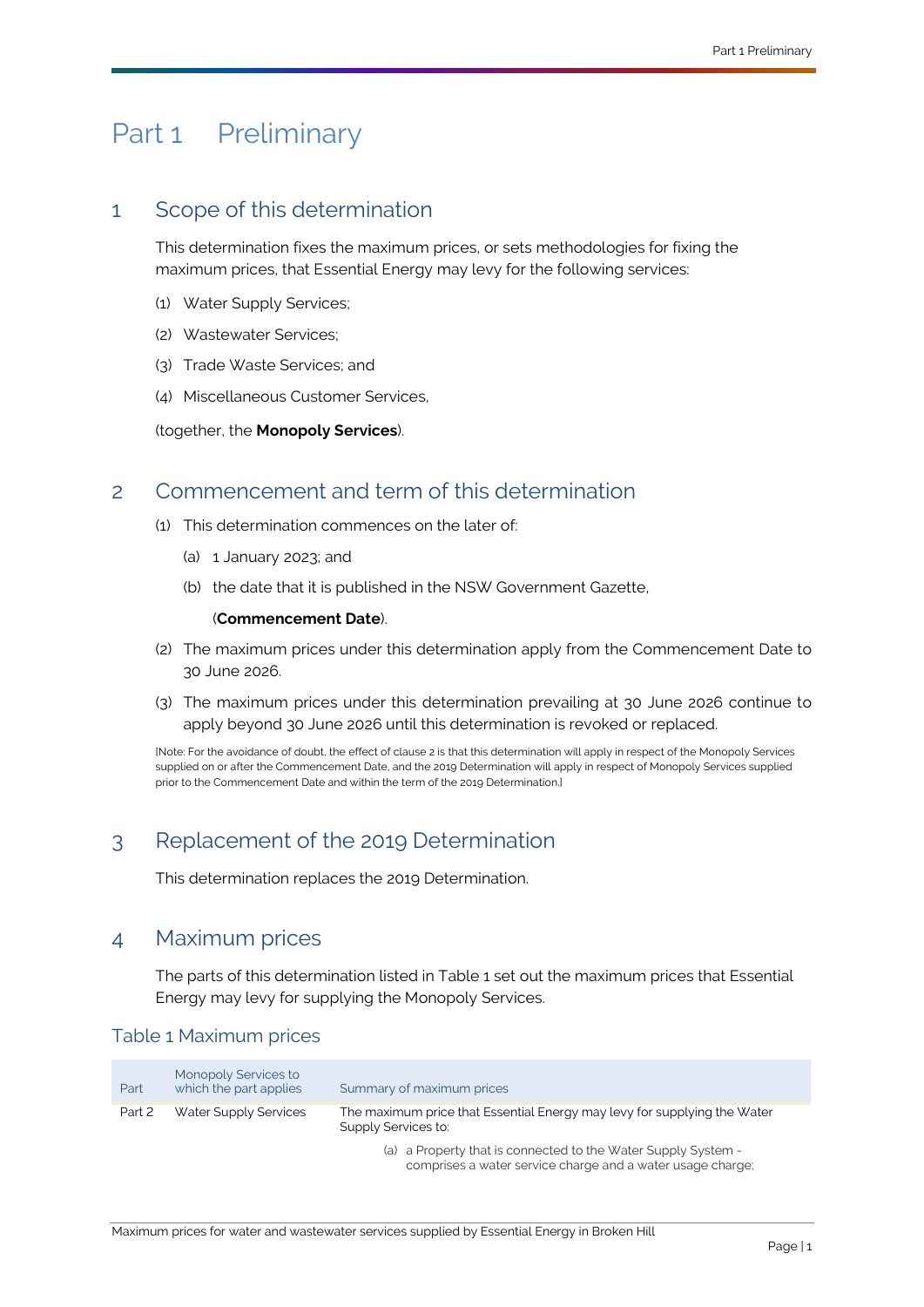# Part 1 Preliminary

## 1 Scope of this determination

This determination fixes the maximum prices, or sets methodologies for fixing the maximum prices, that Essential Energy may levy for the following services:

(1) Water Supply Services;

(2) Wastewater Services;

(3) Trade Waste Services; and

(4) Miscellaneous Customer Services,

(together, the **Monopoly Services**).

## 2 Commencement and term of this determination

(1) This determination commences on the later of:

(a) 1 January 2023; and

(b) the date that it is published in the NSW Government Gazette,

(**Commencement Date**).

(2) The maximum prices under this determination apply from the Commencement Date to 30 June 2026.

(3) The maximum prices under this determination prevailing at 30 June 2026 continue to apply beyond 30 June 2026 until this determination is revoked or replaced.

[Note: For the avoidance of doubt, the effect of clause 2 is that this determination will apply in respect of the Monopoly Services supplied on or after the Commencement Date, and the 2019 Determination will apply in respect of Monopoly Services supplied prior to the Commencement Date and within the term of the 2019 Determination.]

## 3 Replacement of the 2019 Determination

This determination replaces the 2019 Determination.

## 4 Maximum prices

The parts of this determination listed in Table 1 set out the maximum prices that Essential Energy may levy for supplying the Monopoly Services.

### Table 1 Maximum prices

| Part | Monopoly Services to which the part applies | Summary of maximum prices |
|---|---|---|
| Part 2 | Water Supply Services | The maximum price that Essential Energy may levy for supplying the Water Supply Services to:<br>(a) a Property that is connected to the Water Supply System - comprises a water service charge and a water usage charge; |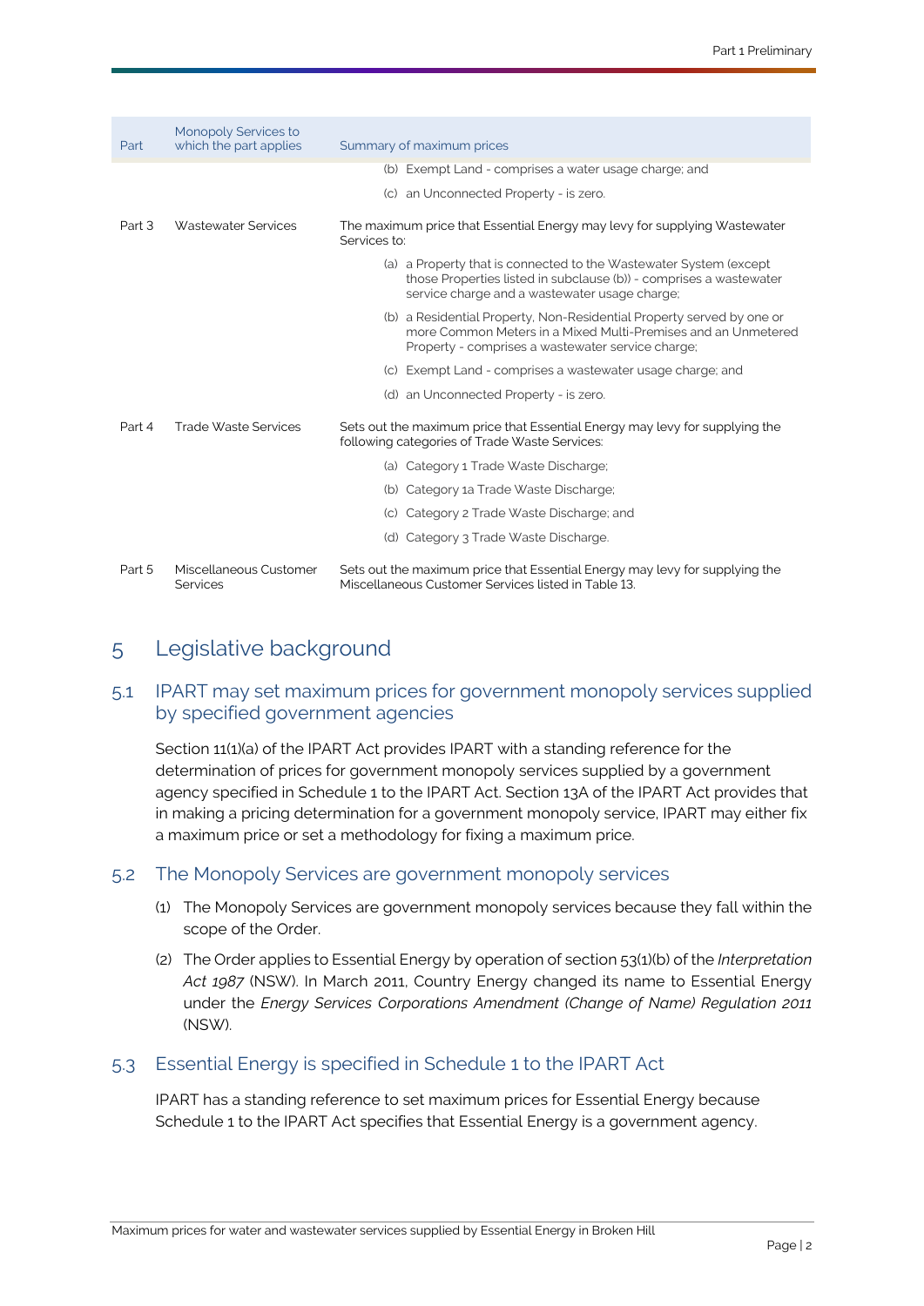| Part | Monopoly Services to which the part applies | Summary of maximum prices |
|---|---|---|
| | | (b) Exempt Land - comprises a water usage charge; and<br>(c) an Unconnected Property - is zero. |
| Part 3 | Wastewater Services | The maximum price that Essential Energy may levy for supplying Wastewater Services to:<br>(a) a Property that is connected to the Wastewater System (except those Properties listed in subclause (b)) - comprises a wastewater service charge and a wastewater usage charge;<br>(b) a Residential Property, Non-Residential Property served by one or more Common Meters in a Mixed Multi-Premises and an Unmetered Property - comprises a wastewater service charge;<br>(c) Exempt Land - comprises a wastewater usage charge; and<br>(d) an Unconnected Property - is zero. |
| Part 4 | Trade Waste Services | Sets out the maximum price that Essential Energy may levy for supplying the following categories of Trade Waste Services:<br>(a) Category 1 Trade Waste Discharge;<br>(b) Category 1a Trade Waste Discharge;<br>(c) Category 2 Trade Waste Discharge; and<br>(d) Category 3 Trade Waste Discharge. |
| Part 5 | Miscellaneous Customer Services | Sets out the maximum price that Essential Energy may levy for supplying the Miscellaneous Customer Services listed in Table 13. |

# 5 Legislative background

## 5.1 IPART may set maximum prices for government monopoly services supplied by specified government agencies

Section 11(1)(a) of the IPART Act provides IPART with a standing reference for the determination of prices for government monopoly services supplied by a government agency specified in Schedule 1 to the IPART Act. Section 13A of the IPART Act provides that in making a pricing determination for a government monopoly service, IPART may either fix a maximum price or set a methodology for fixing a maximum price.

## 5.2 The Monopoly Services are government monopoly services

(1) The Monopoly Services are government monopoly services because they fall within the scope of the Order.

(2) The Order applies to Essential Energy by operation of section 53(1)(b) of the *Interpretation Act 1987* (NSW). In March 2011, Country Energy changed its name to Essential Energy under the *Energy Services Corporations Amendment (Change of Name) Regulation 2011* (NSW).

## 5.3 Essential Energy is specified in Schedule 1 to the IPART Act

IPART has a standing reference to set maximum prices for Essential Energy because Schedule 1 to the IPART Act specifies that Essential Energy is a government agency.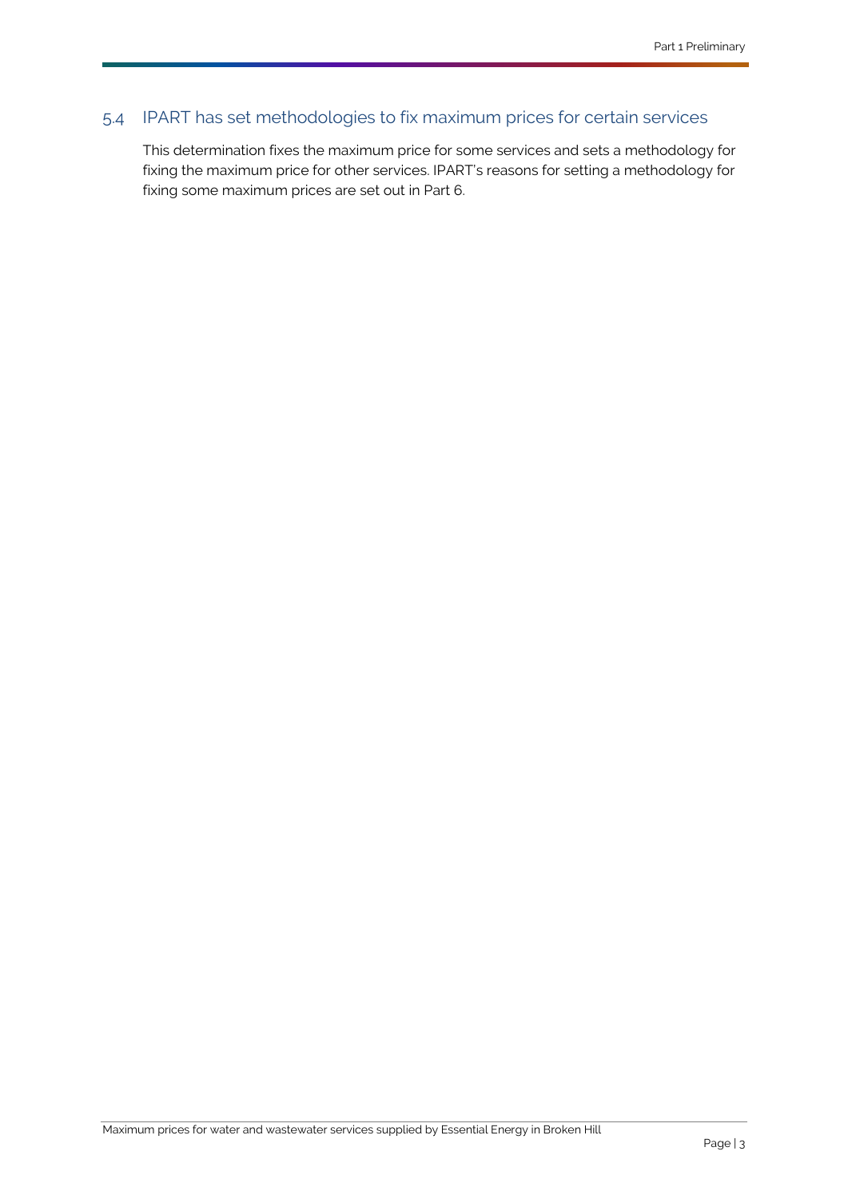## 5.4 IPART has set methodologies to fix maximum prices for certain services

This determination fixes the maximum price for some services and sets a methodology for fixing the maximum price for other services. IPART's reasons for setting a methodology for fixing some maximum prices are set out in Part 6.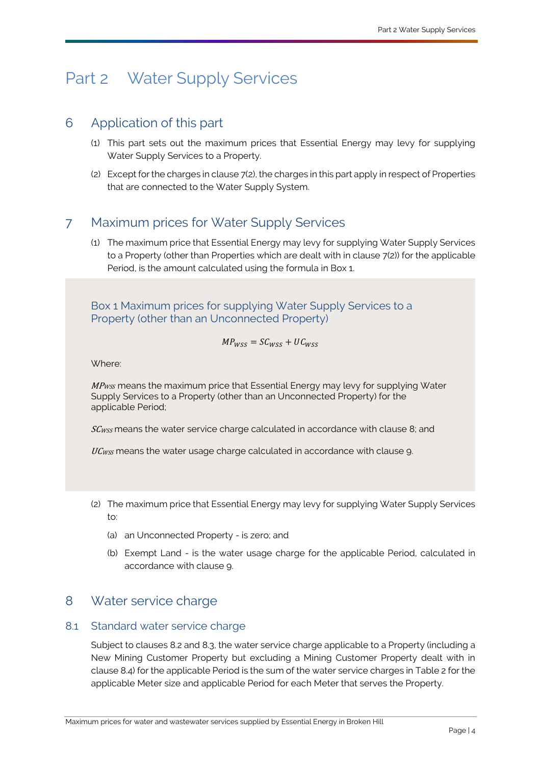# Part 2 Water Supply Services

## 6 Application of this part

(1) This part sets out the maximum prices that Essential Energy may levy for supplying Water Supply Services to a Property.

(2) Except for the charges in clause 7(2), the charges in this part apply in respect of Properties that are connected to the Water Supply System.

## 7 Maximum prices for Water Supply Services

(1) The maximum price that Essential Energy may levy for supplying Water Supply Services to a Property (other than Properties which are dealt with in clause 7(2)) for the applicable Period, is the amount calculated using the formula in Box 1.

### Box 1 Maximum prices for supplying Water Supply Services to a Property (other than an Unconnected Property)

$$MP_{WSS} = SC_{WSS} + UC_{WSS}$$

Where:

$MP_{WSS}$ means the maximum price that Essential Energy may levy for supplying Water Supply Services to a Property (other than an Unconnected Property) for the applicable Period;

$SC_{WSS}$ means the water service charge calculated in accordance with clause 8; and

$UC_{WSS}$ means the water usage charge calculated in accordance with clause 9.

(2) The maximum price that Essential Energy may levy for supplying Water Supply Services to:

(a) an Unconnected Property - is zero; and

(b) Exempt Land - is the water usage charge for the applicable Period, calculated in accordance with clause 9.

## 8 Water service charge

### 8.1 Standard water service charge

Subject to clauses 8.2 and 8.3, the water service charge applicable to a Property (including a New Mining Customer Property but excluding a Mining Customer Property dealt with in clause 8.4) for the applicable Period is the sum of the water service charges in Table 2 for the applicable Meter size and applicable Period for each Meter that serves the Property.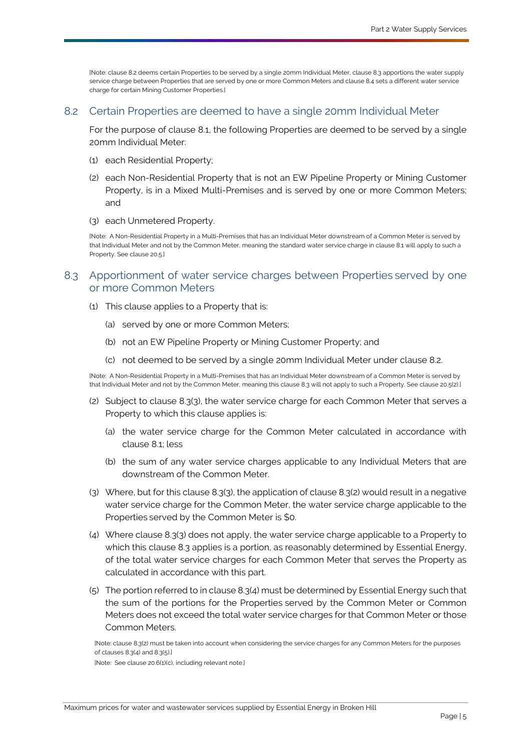[Note: clause 8.2 deems certain Properties to be served by a single 20mm Individual Meter, clause 8.3 apportions the water supply service charge between Properties that are served by one or more Common Meters and clause 8.4 sets a different water service charge for certain Mining Customer Properties.]

## 8.2 Certain Properties are deemed to have a single 20mm Individual Meter

For the purpose of clause 8.1, the following Properties are deemed to be served by a single 20mm Individual Meter:

(1) each Residential Property;

(2) each Non-Residential Property that is not an EW Pipeline Property or Mining Customer Property, is in a Mixed Multi-Premises and is served by one or more Common Meters; and

(3) each Unmetered Property.

[Note: A Non-Residential Property in a Multi-Premises that has an Individual Meter downstream of a Common Meter is served by that Individual Meter and not by the Common Meter, meaning the standard water service charge in clause 8.1 will apply to such a Property. See clause 20.5.]

## 8.3 Apportionment of water service charges between Properties served by one or more Common Meters

(1) This clause applies to a Property that is:

(a) served by one or more Common Meters;

(b) not an EW Pipeline Property or Mining Customer Property; and

(c) not deemed to be served by a single 20mm Individual Meter under clause 8.2.

[Note: A Non-Residential Property in a Multi-Premises that has an Individual Meter downstream of a Common Meter is served by that Individual Meter and not by the Common Meter, meaning this clause 8.3 will not apply to such a Property. See clause 20.5(2).]

(2) Subject to clause 8.3(3), the water service charge for each Common Meter that serves a Property to which this clause applies is:

(a) the water service charge for the Common Meter calculated in accordance with clause 8.1; less

(b) the sum of any water service charges applicable to any Individual Meters that are downstream of the Common Meter.

(3) Where, but for this clause 8.3(3), the application of clause 8.3(2) would result in a negative water service charge for the Common Meter, the water service charge applicable to the Properties served by the Common Meter is $0.

(4) Where clause 8.3(3) does not apply, the water service charge applicable to a Property to which this clause 8.3 applies is a portion, as reasonably determined by Essential Energy, of the total water service charges for each Common Meter that serves the Property as calculated in accordance with this part.

(5) The portion referred to in clause 8.3(4) must be determined by Essential Energy such that the sum of the portions for the Properties served by the Common Meter or Common Meters does not exceed the total water service charges for that Common Meter or those Common Meters.

[Note: clause 8.3(2) must be taken into account when considering the service charges for any Common Meters for the purposes of clauses 8.3(4) and 8.3(5).]

[Note: See clause 20.6(1)(c), including relevant note.]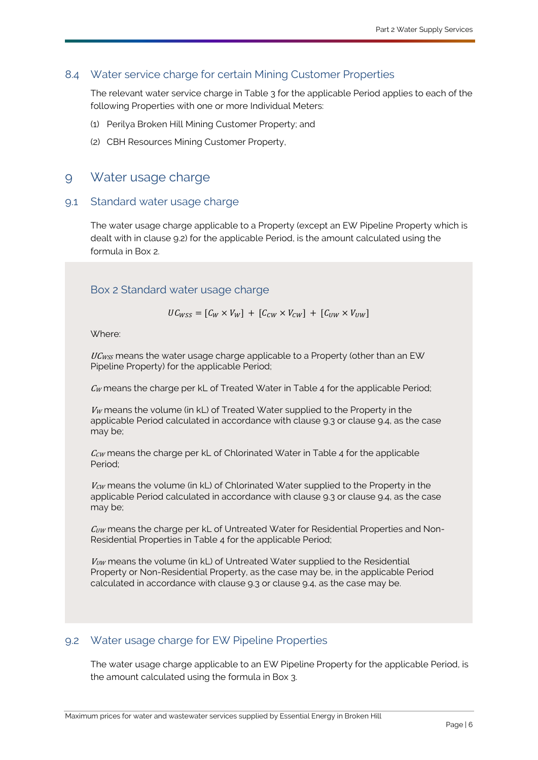## 8.4 Water service charge for certain Mining Customer Properties

The relevant water service charge in Table 3 for the applicable Period applies to each of the following Properties with one or more Individual Meters:

(1) Perilya Broken Hill Mining Customer Property; and

(2) CBH Resources Mining Customer Property,

# 9 Water usage charge

## 9.1 Standard water usage charge

The water usage charge applicable to a Property (except an EW Pipeline Property which is dealt with in clause 9.2) for the applicable Period, is the amount calculated using the formula in Box 2.

### Box 2 Standard water usage charge

$$UC_{WSS} = [C_W \times V_W] + [C_{CW} \times V_{CW}] + [C_{UW} \times V_{UW}]$$

Where:

$UC_{WSS}$ means the water usage charge applicable to a Property (other than an EW Pipeline Property) for the applicable Period;

$C_W$ means the charge per kL of Treated Water in Table 4 for the applicable Period;

$V_W$ means the volume (in kL) of Treated Water supplied to the Property in the applicable Period calculated in accordance with clause 9.3 or clause 9.4, as the case may be;

$C_{CW}$ means the charge per kL of Chlorinated Water in Table 4 for the applicable Period;

$V_{CW}$ means the volume (in kL) of Chlorinated Water supplied to the Property in the applicable Period calculated in accordance with clause 9.3 or clause 9.4, as the case may be;

$C_{UW}$ means the charge per kL of Untreated Water for Residential Properties and Non-Residential Properties in Table 4 for the applicable Period;

$V_{UW}$ means the volume (in kL) of Untreated Water supplied to the Residential Property or Non-Residential Property, as the case may be, in the applicable Period calculated in accordance with clause 9.3 or clause 9.4, as the case may be.

## 9.2 Water usage charge for EW Pipeline Properties

The water usage charge applicable to an EW Pipeline Property for the applicable Period, is the amount calculated using the formula in Box 3.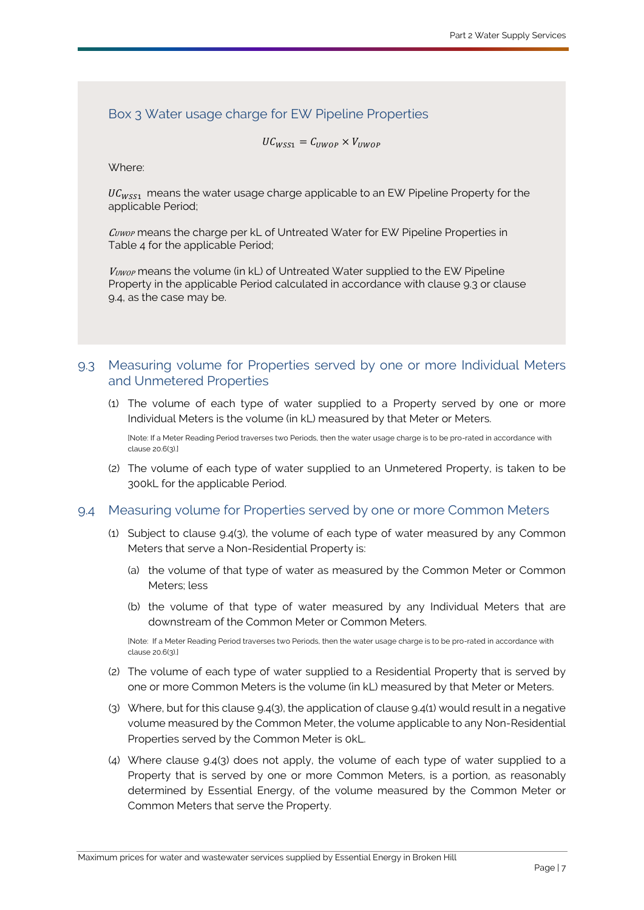### Box 3 Water usage charge for EW Pipeline Properties

$$UC_{WSS1} = C_{UWOP} \times V_{UWOP}$$

Where:

$UC_{WSS1}$ means the water usage charge applicable to an EW Pipeline Property for the applicable Period;

$C_{UWOP}$ means the charge per kL of Untreated Water for EW Pipeline Properties in Table 4 for the applicable Period;

$V_{UWOP}$ means the volume (in kL) of Untreated Water supplied to the EW Pipeline Property in the applicable Period calculated in accordance with clause 9.3 or clause 9.4, as the case may be.

## 9.3 Measuring volume for Properties served by one or more Individual Meters and Unmetered Properties

(1) The volume of each type of water supplied to a Property served by one or more Individual Meters is the volume (in kL) measured by that Meter or Meters.

[Note: If a Meter Reading Period traverses two Periods, then the water usage charge is to be pro-rated in accordance with clause 20.6(3).]

(2) The volume of each type of water supplied to an Unmetered Property, is taken to be 300kL for the applicable Period.

## 9.4 Measuring volume for Properties served by one or more Common Meters

(1) Subject to clause 9.4(3), the volume of each type of water measured by any Common Meters that serve a Non-Residential Property is:

(a) the volume of that type of water as measured by the Common Meter or Common Meters; less

(b) the volume of that type of water measured by any Individual Meters that are downstream of the Common Meter or Common Meters.

[Note: If a Meter Reading Period traverses two Periods, then the water usage charge is to be pro-rated in accordance with clause 20.6(3).]

(2) The volume of each type of water supplied to a Residential Property that is served by one or more Common Meters is the volume (in kL) measured by that Meter or Meters.

(3) Where, but for this clause 9.4(3), the application of clause 9.4(1) would result in a negative volume measured by the Common Meter, the volume applicable to any Non-Residential Properties served by the Common Meter is 0kL.

(4) Where clause 9.4(3) does not apply, the volume of each type of water supplied to a Property that is served by one or more Common Meters, is a portion, as reasonably determined by Essential Energy, of the volume measured by the Common Meter or Common Meters that serve the Property.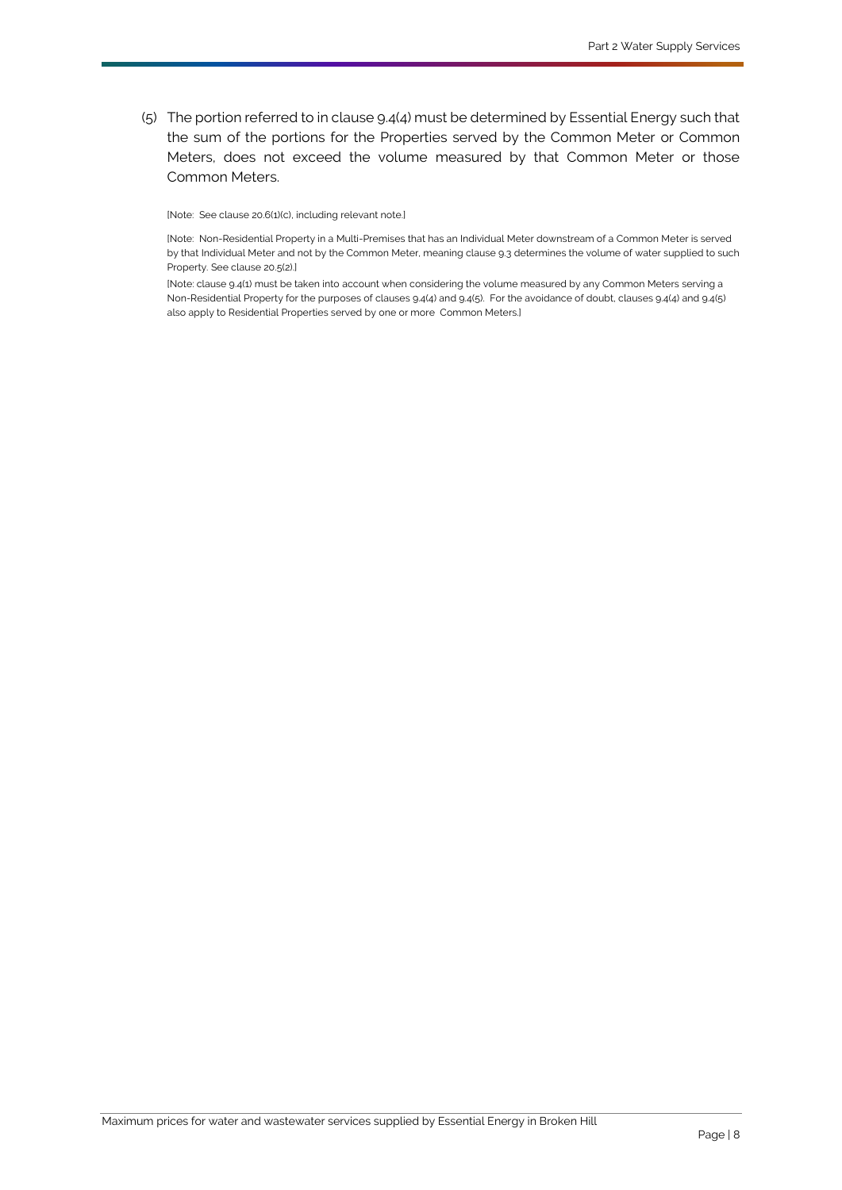(5) The portion referred to in clause 9.4(4) must be determined by Essential Energy such that the sum of the portions for the Properties served by the Common Meter or Common Meters, does not exceed the volume measured by that Common Meter or those Common Meters.

[Note: See clause 20.6(1)(c), including relevant note.]

[Note: Non-Residential Property in a Multi-Premises that has an Individual Meter downstream of a Common Meter is served by that Individual Meter and not by the Common Meter, meaning clause 9.3 determines the volume of water supplied to such Property. See clause 20.5(2).]

[Note: clause 9.4(1) must be taken into account when considering the volume measured by any Common Meters serving a Non-Residential Property for the purposes of clauses 9.4(4) and 9.4(5). For the avoidance of doubt, clauses 9.4(4) and 9.4(5) also apply to Residential Properties served by one or more Common Meters.]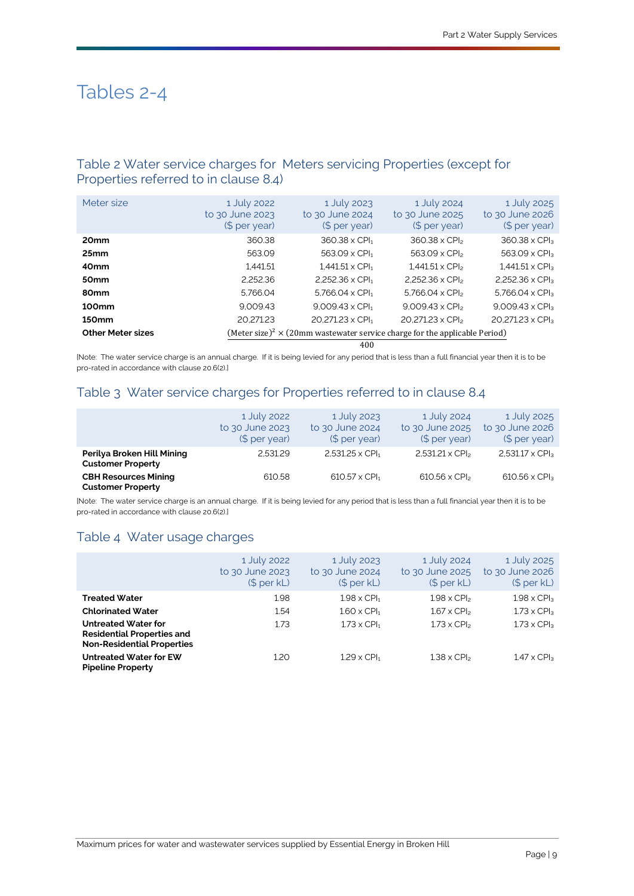# Tables 2-4

## Table 2 Water service charges for Meters servicing Properties (except for Properties referred to in clause 8.4)

| Meter size | 1 July 2022 to 30 June 2023 ($ per year) | 1 July 2023 to 30 June 2024 ($ per year) | 1 July 2024 to 30 June 2025 ($ per year) | 1 July 2025 to 30 June 2026 ($ per year) |
|---|---|---|---|---|
| **20mm** | 360.38 | 360.38 x $CPI_1$ | 360.38 x $CPI_2$ | 360.38 x $CPI_3$ |
| **25mm** | 563.09 | 563.09 x $CPI_1$ | 563.09 x $CPI_2$ | 563.09 x $CPI_3$ |
| **40mm** | 1,441.51 | 1,441.51 x $CPI_1$ | 1,441.51 x $CPI_2$ | 1,441.51 x $CPI_3$ |
| **50mm** | 2,252.36 | 2,252.36 x $CPI_1$ | 2,252.36 x $CPI_2$ | 2,252.36 x $CPI_3$ |
| **80mm** | 5,766.04 | 5,766.04 x $CPI_1$ | 5,766.04 x $CPI_2$ | 5,766.04 x $CPI_3$ |
| **100mm** | 9,009.43 | 9,009.43 x $CPI_1$ | 9,009.43 x $CPI_2$ | 9,009.43 x $CPI_3$ |
| **150mm** | 20,271.23 | 20,271.23 x $CPI_1$ | 20,271.23 x $CPI_2$ | 20,271.23 x $CPI_3$ |
| **Other Meter sizes** | $\frac{(\text{Meter size})^2 \times (\text{20mm wastewater service charge for the applicable Period})}{400}$ | | | |

[Note: The water service charge is an annual charge. If it is being levied for any period that is less than a full financial year then it is to be pro-rated in accordance with clause 20.6(2).]

## Table 3 Water service charges for Properties referred to in clause 8.4

| | 1 July 2022 to 30 June 2023 ($ per year) | 1 July 2023 to 30 June 2024 ($ per year) | 1 July 2024 to 30 June 2025 ($ per year) | 1 July 2025 to 30 June 2026 ($ per year) |
|---|---|---|---|---|
| **Perilya Broken Hill Mining Customer Property** | 2,531.29 | 2,531.25 x $CPI_1$ | 2,531.21 x $CPI_2$ | 2,531.17 x $CPI_3$ |
| **CBH Resources Mining Customer Property** | 610.58 | 610.57 x $CPI_1$ | 610.56 x $CPI_2$ | 610.56 x $CPI_3$ |

[Note: The water service charge is an annual charge. If it is being levied for any period that is less than a full financial year then it is to be pro-rated in accordance with clause 20.6(2).]

## Table 4 Water usage charges

| | 1 July 2022 to 30 June 2023 ($ per kL) | 1 July 2023 to 30 June 2024 ($ per kL) | 1 July 2024 to 30 June 2025 ($ per kL) | 1 July 2025 to 30 June 2026 ($ per kL) |
|---|---|---|---|---|
| **Treated Water** | 1.98 | 1.98 x $CPI_1$ | 1.98 x $CPI_2$ | 1.98 x $CPI_3$ |
| **Chlorinated Water** | 1.54 | 1.60 x $CPI_1$ | 1.67 x $CPI_2$ | 1.73 x $CPI_3$ |
| **Untreated Water for Residential Properties and Non-Residential Properties** | 1.73 | 1.73 x $CPI_1$ | 1.73 x $CPI_2$ | 1.73 x $CPI_3$ |
| **Untreated Water for EW Pipeline Property** | 1.20 | 1.29 x $CPI_1$ | 1.38 x $CPI_2$ | 1.47 x $CPI_3$ |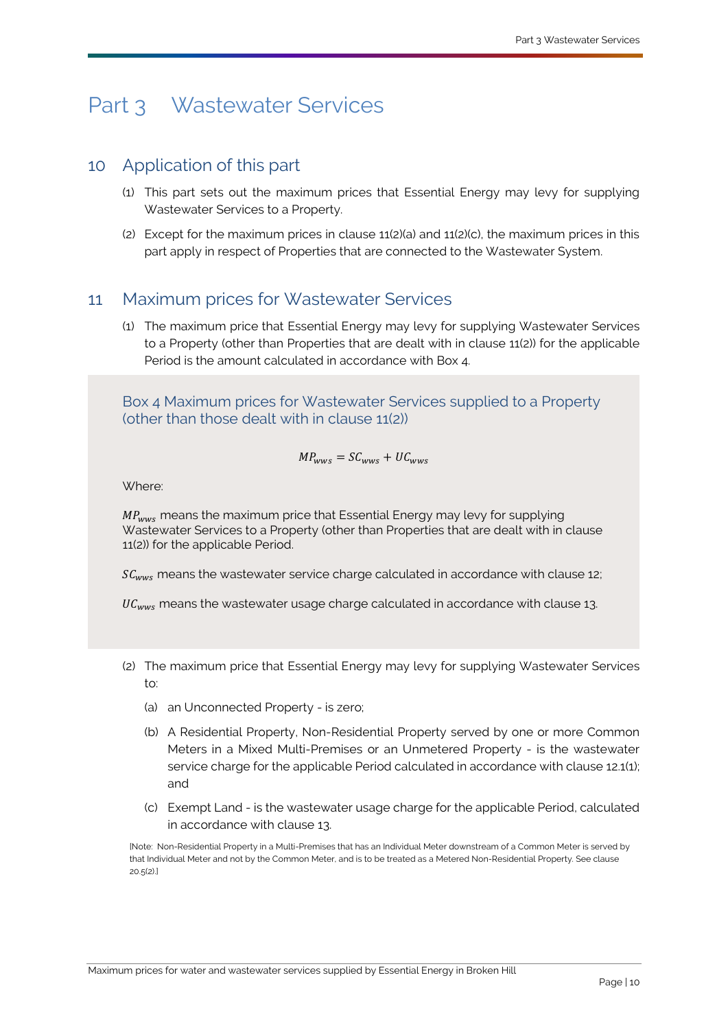# Part 3 Wastewater Services

## 10 Application of this part

(1) This part sets out the maximum prices that Essential Energy may levy for supplying Wastewater Services to a Property.

(2) Except for the maximum prices in clause 11(2)(a) and 11(2)(c), the maximum prices in this part apply in respect of Properties that are connected to the Wastewater System.

## 11 Maximum prices for Wastewater Services

(1) The maximum price that Essential Energy may levy for supplying Wastewater Services to a Property (other than Properties that are dealt with in clause 11(2)) for the applicable Period is the amount calculated in accordance with Box 4.

### Box 4 Maximum prices for Wastewater Services supplied to a Property (other than those dealt with in clause 11(2))

$$MP_{wws} = SC_{wws} + UC_{wws}$$

Where:

$MP_{wws}$ means the maximum price that Essential Energy may levy for supplying Wastewater Services to a Property (other than Properties that are dealt with in clause 11(2)) for the applicable Period.

$SC_{wws}$ means the wastewater service charge calculated in accordance with clause 12;

$UC_{wws}$ means the wastewater usage charge calculated in accordance with clause 13.

(2) The maximum price that Essential Energy may levy for supplying Wastewater Services to:

(a) an Unconnected Property - is zero;

(b) A Residential Property, Non-Residential Property served by one or more Common Meters in a Mixed Multi-Premises or an Unmetered Property - is the wastewater service charge for the applicable Period calculated in accordance with clause 12.1(1); and

(c) Exempt Land - is the wastewater usage charge for the applicable Period, calculated in accordance with clause 13.

[Note: Non-Residential Property in a Multi-Premises that has an Individual Meter downstream of a Common Meter is served by that Individual Meter and not by the Common Meter, and is to be treated as a Metered Non-Residential Property. See clause 20.5(2).]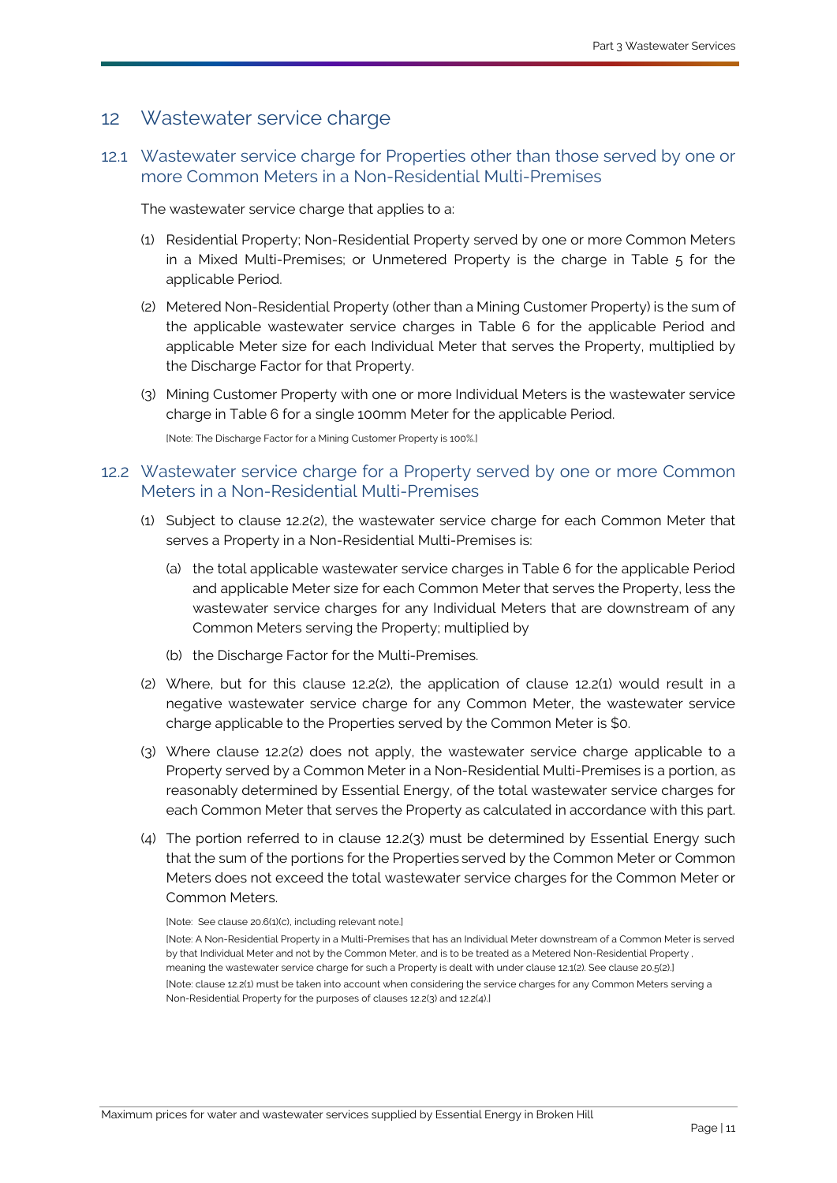## 12 Wastewater service charge

### 12.1 Wastewater service charge for Properties other than those served by one or more Common Meters in a Non-Residential Multi-Premises

The wastewater service charge that applies to a:

(1) Residential Property; Non-Residential Property served by one or more Common Meters in a Mixed Multi-Premises; or Unmetered Property is the charge in Table 5 for the applicable Period.

(2) Metered Non-Residential Property (other than a Mining Customer Property) is the sum of the applicable wastewater service charges in Table 6 for the applicable Period and applicable Meter size for each Individual Meter that serves the Property, multiplied by the Discharge Factor for that Property.

(3) Mining Customer Property with one or more Individual Meters is the wastewater service charge in Table 6 for a single 100mm Meter for the applicable Period.

[Note: The Discharge Factor for a Mining Customer Property is 100%.]

### 12.2 Wastewater service charge for a Property served by one or more Common Meters in a Non-Residential Multi-Premises

(1) Subject to clause 12.2(2), the wastewater service charge for each Common Meter that serves a Property in a Non-Residential Multi-Premises is:

(a) the total applicable wastewater service charges in Table 6 for the applicable Period and applicable Meter size for each Common Meter that serves the Property, less the wastewater service charges for any Individual Meters that are downstream of any Common Meters serving the Property; multiplied by

(b) the Discharge Factor for the Multi-Premises.

(2) Where, but for this clause 12.2(2), the application of clause 12.2(1) would result in a negative wastewater service charge for any Common Meter, the wastewater service charge applicable to the Properties served by the Common Meter is $0.

(3) Where clause 12.2(2) does not apply, the wastewater service charge applicable to a Property served by a Common Meter in a Non-Residential Multi-Premises is a portion, as reasonably determined by Essential Energy, of the total wastewater service charges for each Common Meter that serves the Property as calculated in accordance with this part.

(4) The portion referred to in clause 12.2(3) must be determined by Essential Energy such that the sum of the portions for the Properties served by the Common Meter or Common Meters does not exceed the total wastewater service charges for the Common Meter or Common Meters.

[Note: See clause 20.6(1)(c), including relevant note.]

[Note: A Non-Residential Property in a Multi-Premises that has an Individual Meter downstream of a Common Meter is served by that Individual Meter and not by the Common Meter, and is to be treated as a Metered Non-Residential Property , meaning the wastewater service charge for such a Property is dealt with under clause 12.1(2). See clause 20.5(2).]

[Note: clause 12.2(1) must be taken into account when considering the service charges for any Common Meters serving a Non-Residential Property for the purposes of clauses 12.2(3) and 12.2(4).]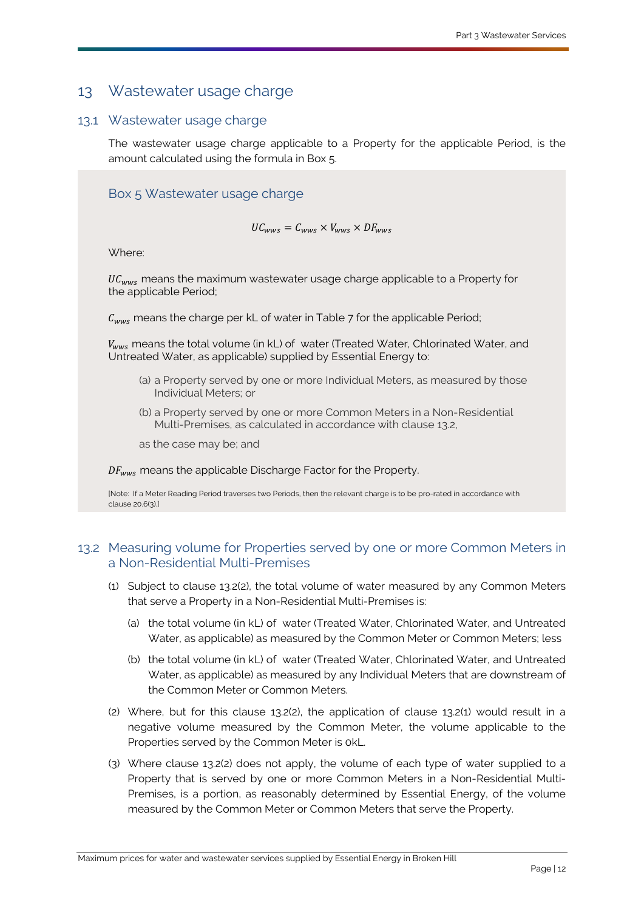# 13 Wastewater usage charge

## 13.1 Wastewater usage charge

The wastewater usage charge applicable to a Property for the applicable Period, is the amount calculated using the formula in Box 5.

### Box 5 Wastewater usage charge

$$UC_{wws} = C_{wws} \times V_{wws} \times DF_{wws}$$

Where:

$UC_{wws}$ means the maximum wastewater usage charge applicable to a Property for the applicable Period;

$C_{wws}$ means the charge per kL of water in Table 7 for the applicable Period;

$V_{wws}$ means the total volume (in kL) of water (Treated Water, Chlorinated Water, and Untreated Water, as applicable) supplied by Essential Energy to:

(a) a Property served by one or more Individual Meters, as measured by those Individual Meters; or

(b) a Property served by one or more Common Meters in a Non-Residential Multi-Premises, as calculated in accordance with clause 13.2,

as the case may be; and

$DF_{wws}$ means the applicable Discharge Factor for the Property.

[Note: If a Meter Reading Period traverses two Periods, then the relevant charge is to be pro-rated in accordance with clause 20.6(3).]

## 13.2 Measuring volume for Properties served by one or more Common Meters in a Non-Residential Multi-Premises

(1) Subject to clause 13.2(2), the total volume of water measured by any Common Meters that serve a Property in a Non-Residential Multi-Premises is:

(a) the total volume (in kL) of water (Treated Water, Chlorinated Water, and Untreated Water, as applicable) as measured by the Common Meter or Common Meters; less

(b) the total volume (in kL) of water (Treated Water, Chlorinated Water, and Untreated Water, as applicable) as measured by any Individual Meters that are downstream of the Common Meter or Common Meters.

(2) Where, but for this clause 13.2(2), the application of clause 13.2(1) would result in a negative volume measured by the Common Meter, the volume applicable to the Properties served by the Common Meter is 0kL.

(3) Where clause 13.2(2) does not apply, the volume of each type of water supplied to a Property that is served by one or more Common Meters in a Non-Residential Multi-Premises, is a portion, as reasonably determined by Essential Energy, of the volume measured by the Common Meter or Common Meters that serve the Property.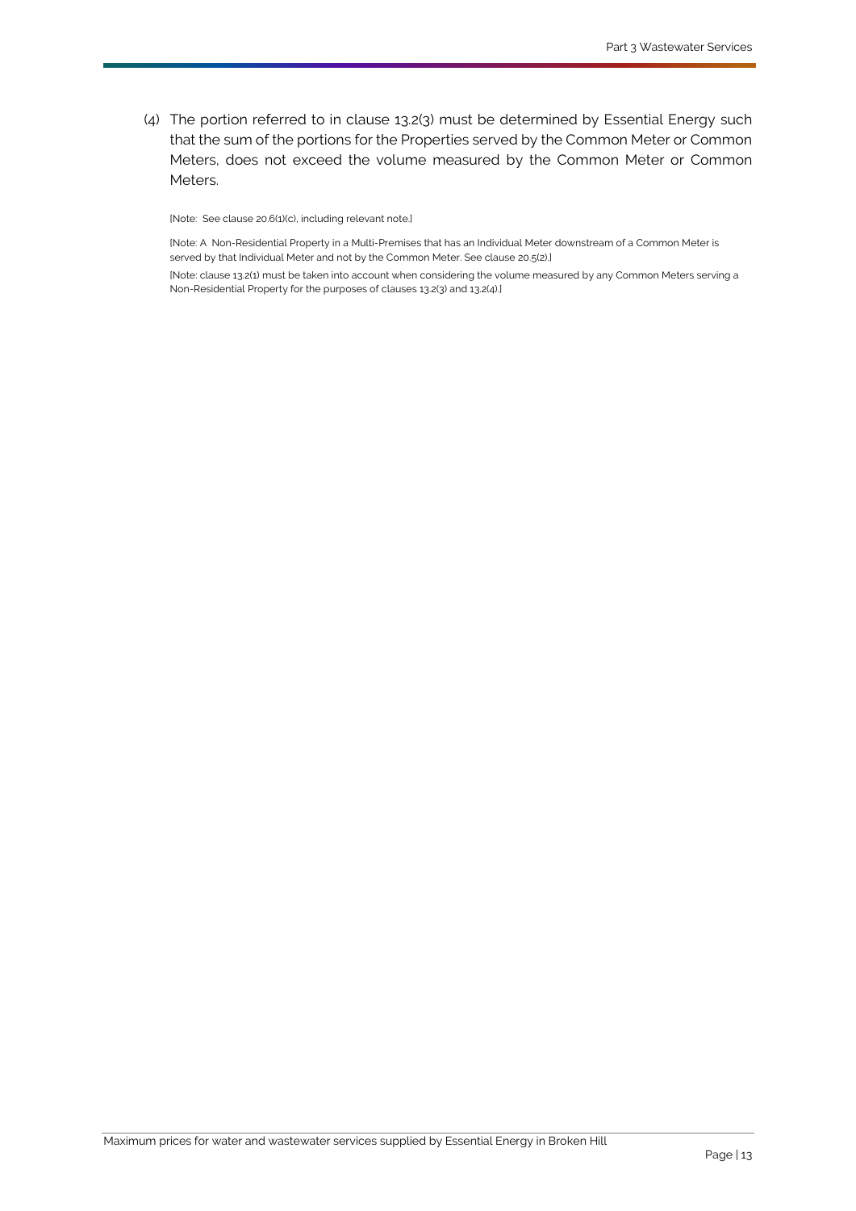(4) The portion referred to in clause 13.2(3) must be determined by Essential Energy such that the sum of the portions for the Properties served by the Common Meter or Common Meters, does not exceed the volume measured by the Common Meter or Common Meters.

[Note: See clause 20.6(1)(c), including relevant note.]

[Note: A Non-Residential Property in a Multi-Premises that has an Individual Meter downstream of a Common Meter is served by that Individual Meter and not by the Common Meter. See clause 20.5(2).]

[Note: clause 13.2(1) must be taken into account when considering the volume measured by any Common Meters serving a Non-Residential Property for the purposes of clauses 13.2(3) and 13.2(4).]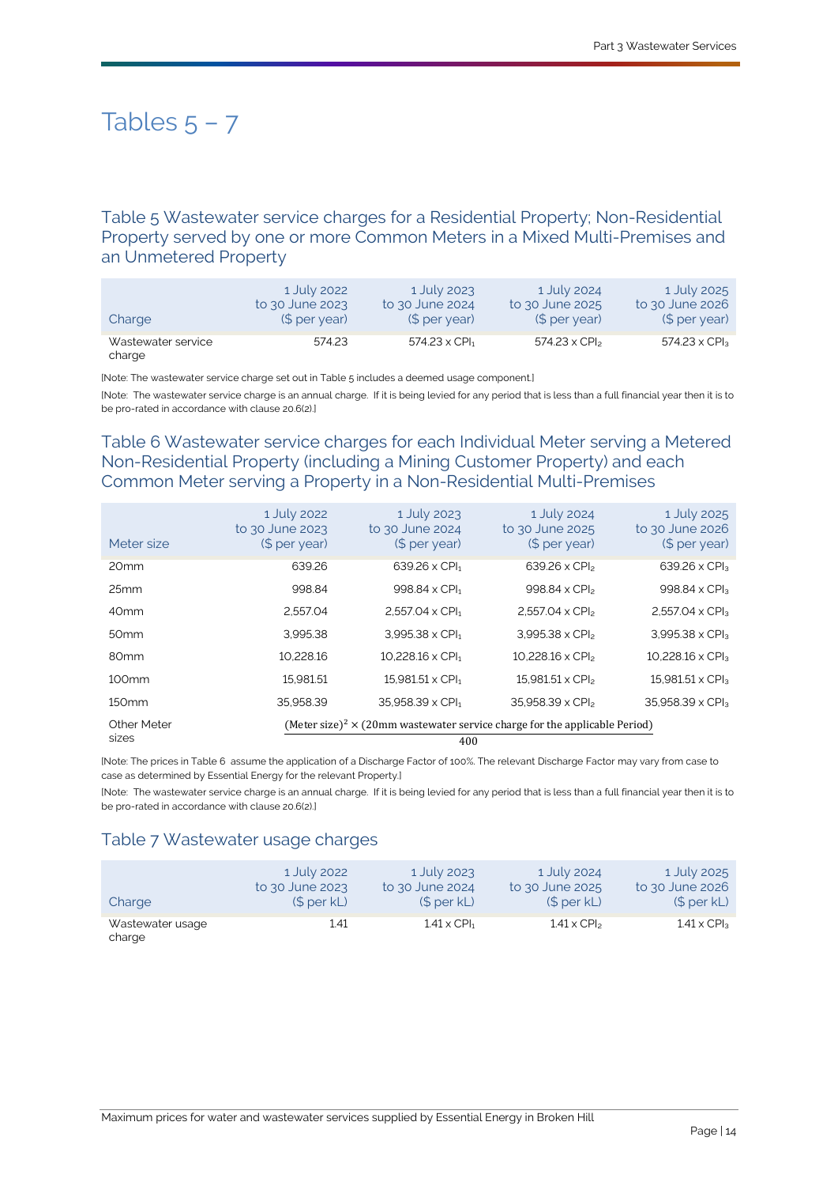# Tables 5 – 7

## Table 5 Wastewater service charges for a Residential Property; Non-Residential Property served by one or more Common Meters in a Mixed Multi-Premises and an Unmetered Property

| Charge | 1 July 2022 to 30 June 2023 ($ per year) | 1 July 2023 to 30 June 2024 ($ per year) | 1 July 2024 to 30 June 2025 ($ per year) | 1 July 2025 to 30 June 2026 ($ per year) |
|---|---|---|---|---|
| Wastewater service charge | 574.23 | 574.23 x $CPI_1$ | 574.23 x $CPI_2$ | 574.23 x $CPI_3$ |

[Note: The wastewater service charge set out in Table 5 includes a deemed usage component.]

[Note: The wastewater service charge is an annual charge. If it is being levied for any period that is less than a full financial year then it is to be pro-rated in accordance with clause 20.6(2).]

## Table 6 Wastewater service charges for each Individual Meter serving a Metered Non-Residential Property (including a Mining Customer Property) and each Common Meter serving a Property in a Non-Residential Multi-Premises

| Meter size | 1 July 2022 to 30 June 2023 ($ per year) | 1 July 2023 to 30 June 2024 ($ per year) | 1 July 2024 to 30 June 2025 ($ per year) | 1 July 2025 to 30 June 2026 ($ per year) |
|---|---|---|---|---|
| 20mm | 639.26 | 639.26 x $CPI_1$ | 639.26 x $CPI_2$ | 639.26 x $CPI_3$ |
| 25mm | 998.84 | 998.84 x $CPI_1$ | 998.84 x $CPI_2$ | 998.84 x $CPI_3$ |
| 40mm | 2,557.04 | 2,557.04 x $CPI_1$ | 2,557.04 x $CPI_2$ | 2,557.04 x $CPI_3$ |
| 50mm | 3,995.38 | 3,995.38 x $CPI_1$ | 3,995.38 x $CPI_2$ | 3,995.38 x $CPI_3$ |
| 80mm | 10,228.16 | 10,228.16 x $CPI_1$ | 10,228.16 x $CPI_2$ | 10,228.16 x $CPI_3$ |
| 100mm | 15,981.51 | 15,981.51 x $CPI_1$ | 15,981.51 x $CPI_2$ | 15,981.51 x $CPI_3$ |
| 150mm | 35,958.39 | 35,958.39 x $CPI_1$ | 35,958.39 x $CPI_2$ | 35,958.39 x $CPI_3$ |
| Other Meter sizes | $\frac{(\text{Meter size})^2 \times (\text{20mm wastewater service charge for the applicable Period})}{400}$ | | | |

[Note: The prices in Table 6 assume the application of a Discharge Factor of 100%. The relevant Discharge Factor may vary from case to case as determined by Essential Energy for the relevant Property.]

[Note: The wastewater service charge is an annual charge. If it is being levied for any period that is less than a full financial year then it is to be pro-rated in accordance with clause 20.6(2).]

## Table 7 Wastewater usage charges

| Charge | 1 July 2022 to 30 June 2023 ($ per kL) | 1 July 2023 to 30 June 2024 ($ per kL) | 1 July 2024 to 30 June 2025 ($ per kL) | 1 July 2025 to 30 June 2026 ($ per kL) |
|---|---|---|---|---|
| Wastewater usage charge | 1.41 | 1.41 x $CPI_1$ | 1.41 x $CPI_2$ | 1.41 x $CPI_3$ |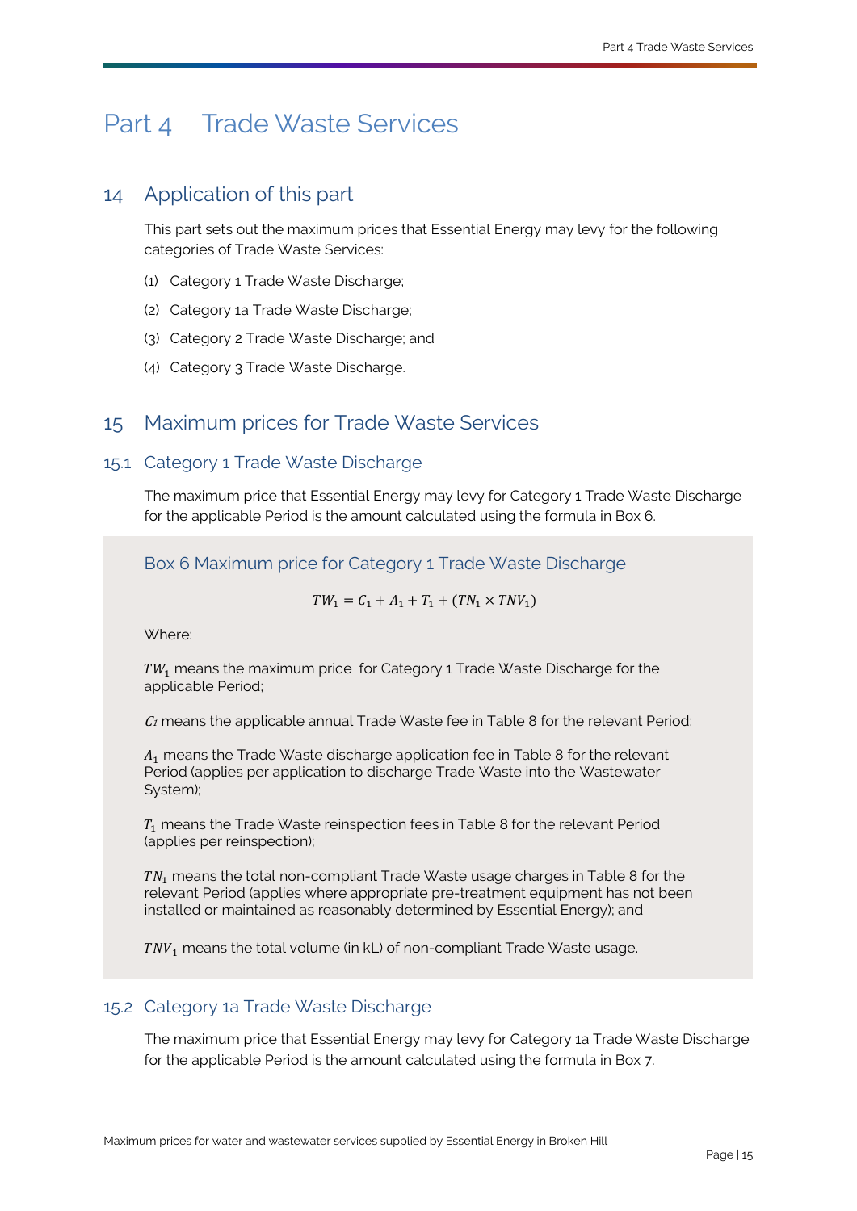# Part 4 Trade Waste Services

## 14 Application of this part

This part sets out the maximum prices that Essential Energy may levy for the following categories of Trade Waste Services:

(1) Category 1 Trade Waste Discharge;

(2) Category 1a Trade Waste Discharge;

(3) Category 2 Trade Waste Discharge; and

(4) Category 3 Trade Waste Discharge.

## 15 Maximum prices for Trade Waste Services

### 15.1 Category 1 Trade Waste Discharge

The maximum price that Essential Energy may levy for Category 1 Trade Waste Discharge for the applicable Period is the amount calculated using the formula in Box 6.

#### Box 6 Maximum price for Category 1 Trade Waste Discharge

$$TW_1 = C_1 + A_1 + T_1 + (TN_1 \times TNV_1)$$

Where:

$TW_1$ means the maximum price for Category 1 Trade Waste Discharge for the applicable Period;

$C_1$ means the applicable annual Trade Waste fee in Table 8 for the relevant Period;

$A_1$ means the Trade Waste discharge application fee in Table 8 for the relevant Period (applies per application to discharge Trade Waste into the Wastewater System);

$T_1$ means the Trade Waste reinspection fees in Table 8 for the relevant Period (applies per reinspection);

$TN_1$ means the total non-compliant Trade Waste usage charges in Table 8 for the relevant Period (applies where appropriate pre-treatment equipment has not been installed or maintained as reasonably determined by Essential Energy); and

$TNV_1$ means the total volume (in kL) of non-compliant Trade Waste usage.

### 15.2 Category 1a Trade Waste Discharge

The maximum price that Essential Energy may levy for Category 1a Trade Waste Discharge for the applicable Period is the amount calculated using the formula in Box 7.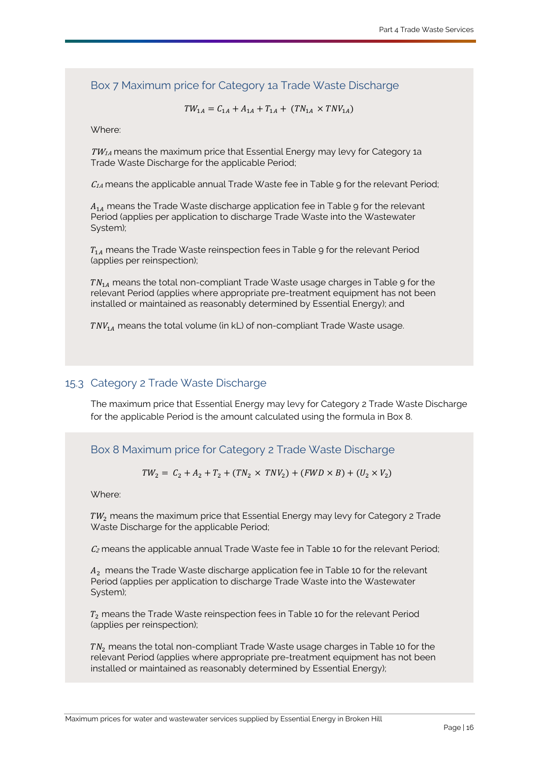### Box 7 Maximum price for Category 1a Trade Waste Discharge

$$TW_{1A} = C_{1A} + A_{1A} + T_{1A} + (TN_{1A} \times TNV_{1A})$$

Where:

$TW_{1A}$ means the maximum price that Essential Energy may levy for Category 1a Trade Waste Discharge for the applicable Period;

$C_{1A}$ means the applicable annual Trade Waste fee in Table 9 for the relevant Period;

$A_{1A}$ means the Trade Waste discharge application fee in Table 9 for the relevant Period (applies per application to discharge Trade Waste into the Wastewater System);

$T_{1A}$ means the Trade Waste reinspection fees in Table 9 for the relevant Period (applies per reinspection);

$TN_{1A}$ means the total non-compliant Trade Waste usage charges in Table 9 for the relevant Period (applies where appropriate pre-treatment equipment has not been installed or maintained as reasonably determined by Essential Energy); and

$TNV_{1A}$ means the total volume (in kL) of non-compliant Trade Waste usage.

## 15.3 Category 2 Trade Waste Discharge

The maximum price that Essential Energy may levy for Category 2 Trade Waste Discharge for the applicable Period is the amount calculated using the formula in Box 8.

### Box 8 Maximum price for Category 2 Trade Waste Discharge

$$TW_2 = C_2 + A_2 + T_2 + (TN_2 \times TNV_2) + (FWD \times B) + (U_2 \times V_2)$$

Where:

$TW_2$ means the maximum price that Essential Energy may levy for Category 2 Trade Waste Discharge for the applicable Period;

$C_2$ means the applicable annual Trade Waste fee in Table 10 for the relevant Period;

$A_2$ means the Trade Waste discharge application fee in Table 10 for the relevant Period (applies per application to discharge Trade Waste into the Wastewater System);

$T_2$ means the Trade Waste reinspection fees in Table 10 for the relevant Period (applies per reinspection);

$TN_2$ means the total non-compliant Trade Waste usage charges in Table 10 for the relevant Period (applies where appropriate pre-treatment equipment has not been installed or maintained as reasonably determined by Essential Energy);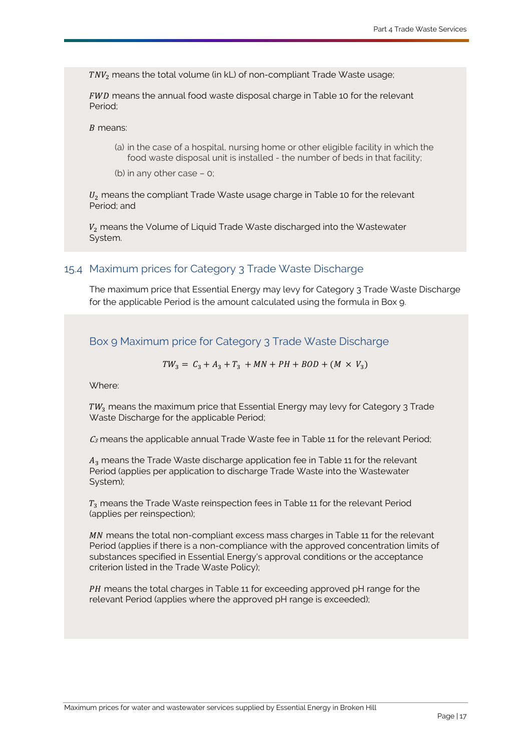$TNV_2$ means the total volume (in kL) of non-compliant Trade Waste usage;

$FWD$ means the annual food waste disposal charge in Table 10 for the relevant Period;

$B$ means:

(a) in the case of a hospital, nursing home or other eligible facility in which the food waste disposal unit is installed - the number of beds in that facility;

(b) in any other case – 0;

$U_2$ means the compliant Trade Waste usage charge in Table 10 for the relevant Period; and

$V_2$ means the Volume of Liquid Trade Waste discharged into the Wastewater System.

## 15.4 Maximum prices for Category 3 Trade Waste Discharge

The maximum price that Essential Energy may levy for Category 3 Trade Waste Discharge for the applicable Period is the amount calculated using the formula in Box 9.

### Box 9 Maximum price for Category 3 Trade Waste Discharge

$$TW_3 = C_3 + A_3 + T_3 + MN + PH + BOD + (M \times V_3)$$

Where:

$TW_3$ means the maximum price that Essential Energy may levy for Category 3 Trade Waste Discharge for the applicable Period;

$C_3$ means the applicable annual Trade Waste fee in Table 11 for the relevant Period;

$A_3$ means the Trade Waste discharge application fee in Table 11 for the relevant Period (applies per application to discharge Trade Waste into the Wastewater System);

$T_3$ means the Trade Waste reinspection fees in Table 11 for the relevant Period (applies per reinspection);

$MN$ means the total non-compliant excess mass charges in Table 11 for the relevant Period (applies if there is a non-compliance with the approved concentration limits of substances specified in Essential Energy's approval conditions or the acceptance criterion listed in the Trade Waste Policy);

$PH$ means the total charges in Table 11 for exceeding approved pH range for the relevant Period (applies where the approved pH range is exceeded);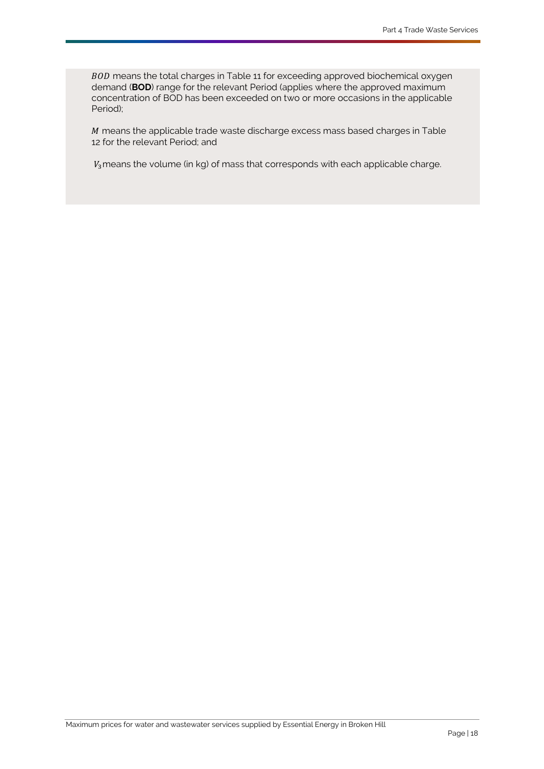$BOD$ means the total charges in Table 11 for exceeding approved biochemical oxygen demand (**BOD**) range for the relevant Period (applies where the approved maximum concentration of BOD has been exceeded on two or more occasions in the applicable Period);

$M$ means the applicable trade waste discharge excess mass based charges in Table 12 for the relevant Period; and

$V_3$ means the volume (in kg) of mass that corresponds with each applicable charge.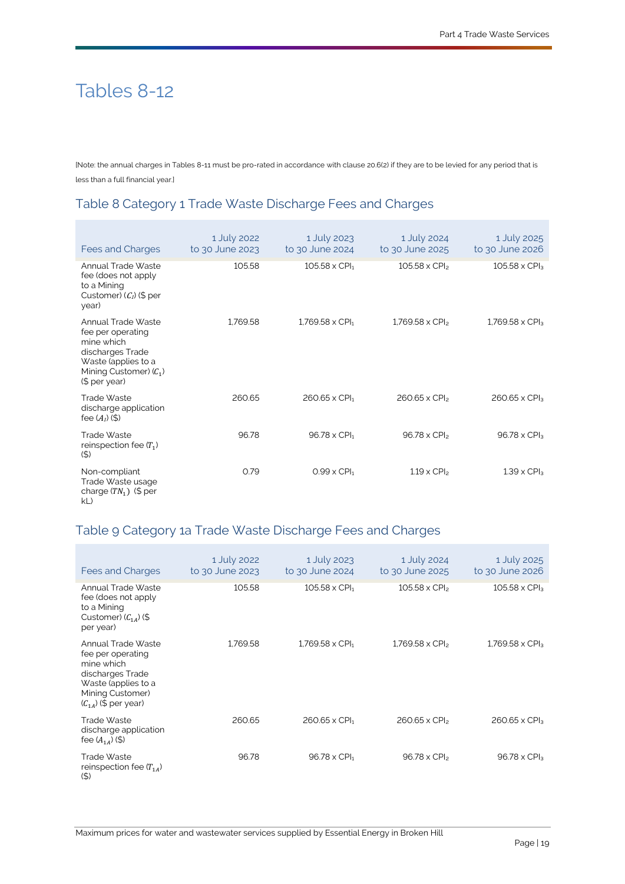# Tables 8-12

[Note: the annual charges in Tables 8-11 must be pro-rated in accordance with clause 20.6(2) if they are to be levied for any period that is less than a full financial year.]

## Table 8 Category 1 Trade Waste Discharge Fees and Charges

| Fees and Charges | 1 July 2022 to 30 June 2023 | 1 July 2023 to 30 June 2024 | 1 July 2024 to 30 June 2025 | 1 July 2025 to 30 June 2026 |
|---|---|---|---|---|
| Annual Trade Waste fee (does not apply to a Mining Customer) ($C_1$) ($ per year) | 105.58 | 105.58 x $CPI_1$ | 105.58 x $CPI_2$ | 105.58 x $CPI_3$ |
| Annual Trade Waste fee per operating mine which discharges Trade Waste (applies to a Mining Customer) ($C_1$) ($ per year) | 1,769.58 | 1,769.58 x $CPI_1$ | 1,769.58 x $CPI_2$ | 1,769.58 x $CPI_3$ |
| Trade Waste discharge application fee ($A_1$) ($) | 260.65 | 260.65 x $CPI_1$ | 260.65 x $CPI_2$ | 260.65 x $CPI_3$ |
| Trade Waste reinspection fee ($T_1$) ($) | 96.78 | 96.78 x $CPI_1$ | 96.78 x $CPI_2$ | 96.78 x $CPI_3$ |
| Non-compliant Trade Waste usage charge ($TN_1$) ($ per kL) | 0.79 | 0.99 x $CPI_1$ | 1.19 x $CPI_2$ | 1.39 x $CPI_3$ |

## Table 9 Category 1a Trade Waste Discharge Fees and Charges

| Fees and Charges | 1 July 2022 to 30 June 2023 | 1 July 2023 to 30 June 2024 | 1 July 2024 to 30 June 2025 | 1 July 2025 to 30 June 2026 |
|---|---|---|---|---|
| Annual Trade Waste fee (does not apply to a Mining Customer) ($C_{1A}$) ($ per year) | 105.58 | 105.58 x $CPI_1$ | 105.58 x $CPI_2$ | 105.58 x $CPI_3$ |
| Annual Trade Waste fee per operating mine which discharges Trade Waste (applies to a Mining Customer) ($C_{1A}$) ($ per year) | 1,769.58 | 1,769.58 x $CPI_1$ | 1,769.58 x $CPI_2$ | 1,769.58 x $CPI_3$ |
| Trade Waste discharge application fee ($A_{1A}$) ($) | 260.65 | 260.65 x $CPI_1$ | 260.65 x $CPI_2$ | 260.65 x $CPI_3$ |
| Trade Waste reinspection fee ($T_{1A}$) ($) | 96.78 | 96.78 x $CPI_1$ | 96.78 x $CPI_2$ | 96.78 x $CPI_3$ |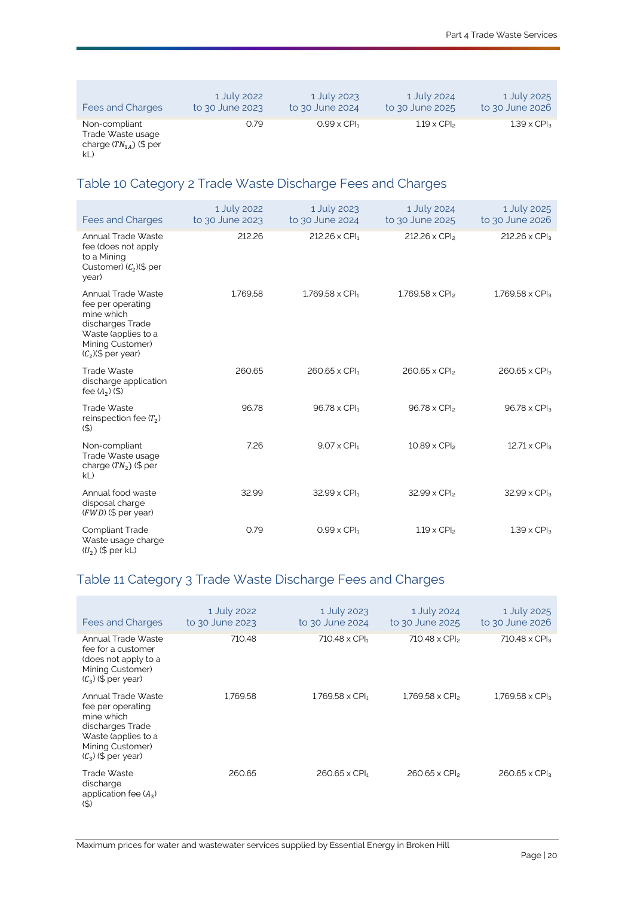| Fees and Charges | 1 July 2022 to 30 June 2023 | 1 July 2023 to 30 June 2024 | 1 July 2024 to 30 June 2025 | 1 July 2025 to 30 June 2026 |
|---|---|---|---|---|
| Non-compliant Trade Waste usage charge ($TN_{1A}$) ($ per kL) | 0.79 | 0.99 x $CPI_1$ | 1.19 x $CPI_2$ | 1.39 x $CPI_3$ |

## Table 10 Category 2 Trade Waste Discharge Fees and Charges

| Fees and Charges | 1 July 2022 to 30 June 2023 | 1 July 2023 to 30 June 2024 | 1 July 2024 to 30 June 2025 | 1 July 2025 to 30 June 2026 |
|---|---|---|---|---|
| Annual Trade Waste fee (does not apply to a Mining Customer) ($C_2$)($ per year) | 212.26 | 212.26 x $CPI_1$ | 212.26 x $CPI_2$ | 212.26 x $CPI_3$ |
| Annual Trade Waste fee per operating mine which discharges Trade Waste (applies to a Mining Customer) ($C_2$)($ per year) | 1,769.58 | 1,769.58 x $CPI_1$ | 1,769.58 x $CPI_2$ | 1,769.58 x $CPI_3$ |
| Trade Waste discharge application fee ($A_2$) ($) | 260.65 | 260.65 x $CPI_1$ | 260.65 x $CPI_2$ | 260.65 x $CPI_3$ |
| Trade Waste reinspection fee ($T_2$) ($) | 96.78 | 96.78 x $CPI_1$ | 96.78 x $CPI_2$ | 96.78 x $CPI_3$ |
| Non-compliant Trade Waste usage charge ($TN_2$) ($ per kL) | 7.26 | 9.07 x $CPI_1$ | 10.89 x $CPI_2$ | 12.71 x $CPI_3$ |
| Annual food waste disposal charge ($FWD$) ($ per year) | 32.99 | 32.99 x $CPI_1$ | 32.99 x $CPI_2$ | 32.99 x $CPI_3$ |
| Compliant Trade Waste usage charge ($U_2$) ($ per kL) | 0.79 | 0.99 x $CPI_1$ | 1.19 x $CPI_2$ | 1.39 x $CPI_3$ |

## Table 11 Category 3 Trade Waste Discharge Fees and Charges

| Fees and Charges | 1 July 2022 to 30 June 2023 | 1 July 2023 to 30 June 2024 | 1 July 2024 to 30 June 2025 | 1 July 2025 to 30 June 2026 |
|---|---|---|---|---|
| Annual Trade Waste fee for a customer (does not apply to a Mining Customer) ($C_3$) ($ per year) | 710.48 | 710.48 x $CPI_1$ | 710.48 x $CPI_2$ | 710.48 x $CPI_3$ |
| Annual Trade Waste fee per operating mine which discharges Trade Waste (applies to a Mining Customer) ($C_3$) ($ per year) | 1,769.58 | 1,769.58 x $CPI_1$ | 1,769.58 x $CPI_2$ | 1,769.58 x $CPI_3$ |
| Trade Waste discharge application fee ($A_3$) ($) | 260.65 | 260.65 x $CPI_1$ | 260.65 x $CPI_2$ | 260.65 x $CPI_3$ |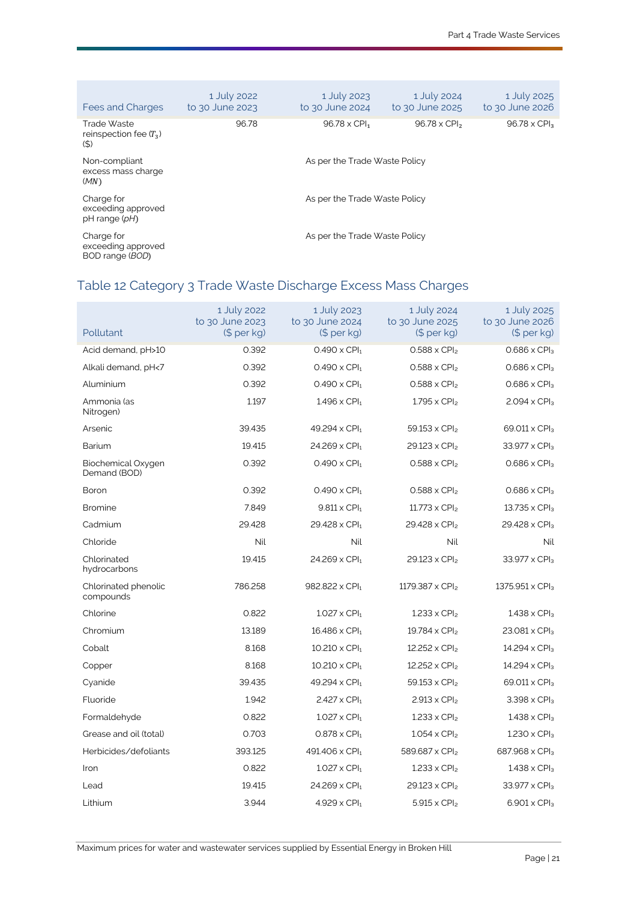| Fees and Charges | 1 July 2022 to 30 June 2023 | 1 July 2023 to 30 June 2024 | 1 July 2024 to 30 June 2025 | 1 July 2025 to 30 June 2026 |
|---|---|---|---|---|
| Trade Waste reinspection fee ($T_3$) ($) | 96.78 | 96.78 x $CPI_1$ | 96.78 x $CPI_2$ | 96.78 x $CPI_3$ |
| Non-compliant excess mass charge (*MN*) | As per the Trade Waste Policy | | | |
| Charge for exceeding approved pH range (*pH*) | As per the Trade Waste Policy | | | |
| Charge for exceeding approved BOD range (*BOD*) | As per the Trade Waste Policy | | | |

## Table 12 Category 3 Trade Waste Discharge Excess Mass Charges

| Pollutant | 1 July 2022 to 30 June 2023 ($ per kg) | 1 July 2023 to 30 June 2024 ($ per kg) | 1 July 2024 to 30 June 2025 ($ per kg) | 1 July 2025 to 30 June 2026 ($ per kg) |
|---|---|---|---|---|
| Acid demand, pH>10 | 0.392 | 0.490 x $CPI_1$ | 0.588 x $CPI_2$ | 0.686 x $CPI_3$ |
| Alkali demand, pH<7 | 0.392 | 0.490 x $CPI_1$ | 0.588 x $CPI_2$ | 0.686 x $CPI_3$ |
| Aluminium | 0.392 | 0.490 x $CPI_1$ | 0.588 x $CPI_2$ | 0.686 x $CPI_3$ |
| Ammonia (as Nitrogen) | 1.197 | 1.496 x $CPI_1$ | 1.795 x $CPI_2$ | 2.094 x $CPI_3$ |
| Arsenic | 39.435 | 49.294 x $CPI_1$ | 59.153 x $CPI_2$ | 69.011 x $CPI_3$ |
| Barium | 19.415 | 24.269 x $CPI_1$ | 29.123 x $CPI_2$ | 33.977 x $CPI_3$ |
| Biochemical Oxygen Demand (BOD) | 0.392 | 0.490 x $CPI_1$ | 0.588 x $CPI_2$ | 0.686 x $CPI_3$ |
| Boron | 0.392 | 0.490 x $CPI_1$ | 0.588 x $CPI_2$ | 0.686 x $CPI_3$ |
| Bromine | 7.849 | 9.811 x $CPI_1$ | 11.773 x $CPI_2$ | 13.735 x $CPI_3$ |
| Cadmium | 29.428 | 29.428 x $CPI_1$ | 29.428 x $CPI_2$ | 29.428 x $CPI_3$ |
| Chloride | Nil | Nil | Nil | Nil |
| Chlorinated hydrocarbons | 19.415 | 24.269 x $CPI_1$ | 29.123 x $CPI_2$ | 33.977 x $CPI_3$ |
| Chlorinated phenolic compounds | 786.258 | 982.822 x $CPI_1$ | 1179.387 x $CPI_2$ | 1375.951 x $CPI_3$ |
| Chlorine | 0.822 | 1.027 x $CPI_1$ | 1.233 x $CPI_2$ | 1.438 x $CPI_3$ |
| Chromium | 13.189 | 16.486 x $CPI_1$ | 19.784 x $CPI_2$ | 23.081 x $CPI_3$ |
| Cobalt | 8.168 | 10.210 x $CPI_1$ | 12.252 x $CPI_2$ | 14.294 x $CPI_3$ |
| Copper | 8.168 | 10.210 x $CPI_1$ | 12.252 x $CPI_2$ | 14.294 x $CPI_3$ |
| Cyanide | 39.435 | 49.294 x $CPI_1$ | 59.153 x $CPI_2$ | 69.011 x $CPI_3$ |
| Fluoride | 1.942 | 2.427 x $CPI_1$ | 2.913 x $CPI_2$ | 3.398 x $CPI_3$ |
| Formaldehyde | 0.822 | 1.027 x $CPI_1$ | 1.233 x $CPI_2$ | 1.438 x $CPI_3$ |
| Grease and oil (total) | 0.703 | 0.878 x $CPI_1$ | 1.054 x $CPI_2$ | 1.230 x $CPI_3$ |
| Herbicides/defoliants | 393.125 | 491.406 x $CPI_1$ | 589.687 x $CPI_2$ | 687.968 x $CPI_3$ |
| Iron | 0.822 | 1.027 x $CPI_1$ | 1.233 x $CPI_2$ | 1.438 x $CPI_3$ |
| Lead | 19.415 | 24.269 x $CPI_1$ | 29.123 x $CPI_2$ | 33.977 x $CPI_3$ |
| Lithium | 3.944 | 4.929 x $CPI_1$ | 5.915 x $CPI_2$ | 6.901 x $CPI_3$ |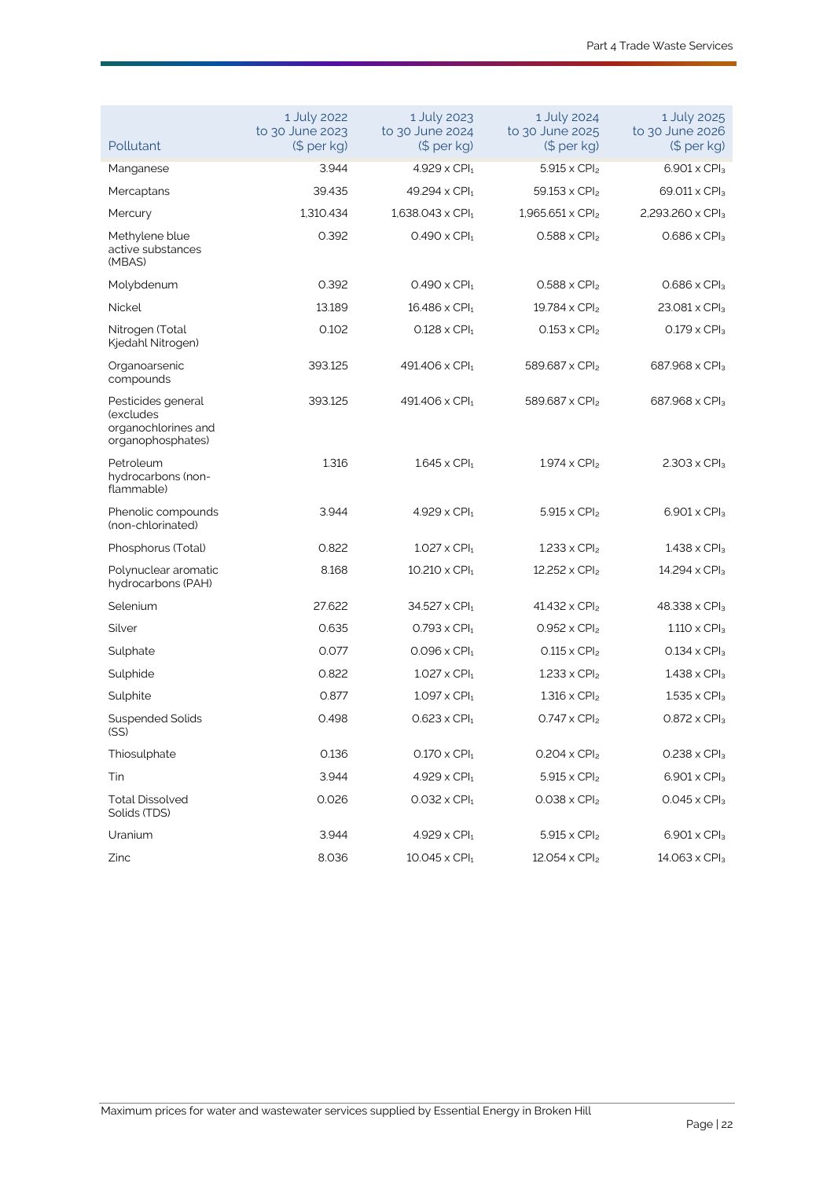| Pollutant | 1 July 2022 to 30 June 2023 ($ per kg) | 1 July 2023 to 30 June 2024 ($ per kg) | 1 July 2024 to 30 June 2025 ($ per kg) | 1 July 2025 to 30 June 2026 ($ per kg) |
|---|---|---|---|---|
| Manganese | 3.944 | 4.929 x $CPI_1$ | 5.915 x $CPI_2$ | 6.901 x $CPI_3$ |
| Mercaptans | 39.435 | 49.294 x $CPI_1$ | 59.153 x $CPI_2$ | 69.011 x $CPI_3$ |
| Mercury | 1,310.434 | 1,638.043 x $CPI_1$ | 1,965.651 x $CPI_2$ | 2,293.260 x $CPI_3$ |
| Methylene blue active substances (MBAS) | 0.392 | 0.490 x $CPI_1$ | 0.588 x $CPI_2$ | 0.686 x $CPI_3$ |
| Molybdenum | 0.392 | 0.490 x $CPI_1$ | 0.588 x $CPI_2$ | 0.686 x $CPI_3$ |
| Nickel | 13.189 | 16.486 x $CPI_1$ | 19.784 x $CPI_2$ | 23.081 x $CPI_3$ |
| Nitrogen (Total Kjedahl Nitrogen) | 0.102 | 0.128 x $CPI_1$ | 0.153 x $CPI_2$ | 0.179 x $CPI_3$ |
| Organoarsenic compounds | 393.125 | 491.406 x $CPI_1$ | 589.687 x $CPI_2$ | 687.968 x $CPI_3$ |
| Pesticides general (excludes organochlorines and organophosphates) | 393.125 | 491.406 x $CPI_1$ | 589.687 x $CPI_2$ | 687.968 x $CPI_3$ |
| Petroleum hydrocarbons (non-flammable) | 1.316 | 1.645 x $CPI_1$ | 1.974 x $CPI_2$ | 2.303 x $CPI_3$ |
| Phenolic compounds (non-chlorinated) | 3.944 | 4.929 x $CPI_1$ | 5.915 x $CPI_2$ | 6.901 x $CPI_3$ |
| Phosphorus (Total) | 0.822 | 1.027 x $CPI_1$ | 1.233 x $CPI_2$ | 1.438 x $CPI_3$ |
| Polynuclear aromatic hydrocarbons (PAH) | 8.168 | 10.210 x $CPI_1$ | 12.252 x $CPI_2$ | 14.294 x $CPI_3$ |
| Selenium | 27.622 | 34.527 x $CPI_1$ | 41.432 x $CPI_2$ | 48.338 x $CPI_3$ |
| Silver | 0.635 | 0.793 x $CPI_1$ | 0.952 x $CPI_2$ | 1.110 x $CPI_3$ |
| Sulphate | 0.077 | 0.096 x $CPI_1$ | 0.115 x $CPI_2$ | 0.134 x $CPI_3$ |
| Sulphide | 0.822 | 1.027 x $CPI_1$ | 1.233 x $CPI_2$ | 1.438 x $CPI_3$ |
| Sulphite | 0.877 | 1.097 x $CPI_1$ | 1.316 x $CPI_2$ | 1.535 x $CPI_3$ |
| Suspended Solids (SS) | 0.498 | 0.623 x $CPI_1$ | 0.747 x $CPI_2$ | 0.872 x $CPI_3$ |
| Thiosulphate | 0.136 | 0.170 x $CPI_1$ | 0.204 x $CPI_2$ | 0.238 x $CPI_3$ |
| Tin | 3.944 | 4.929 x $CPI_1$ | 5.915 x $CPI_2$ | 6.901 x $CPI_3$ |
| Total Dissolved Solids (TDS) | 0.026 | 0.032 x $CPI_1$ | 0.038 x $CPI_2$ | 0.045 x $CPI_3$ |
| Uranium | 3.944 | 4.929 x $CPI_1$ | 5.915 x $CPI_2$ | 6.901 x $CPI_3$ |
| Zinc | 8.036 | 10.045 x $CPI_1$ | 12.054 x $CPI_2$ | 14.063 x $CPI_3$ |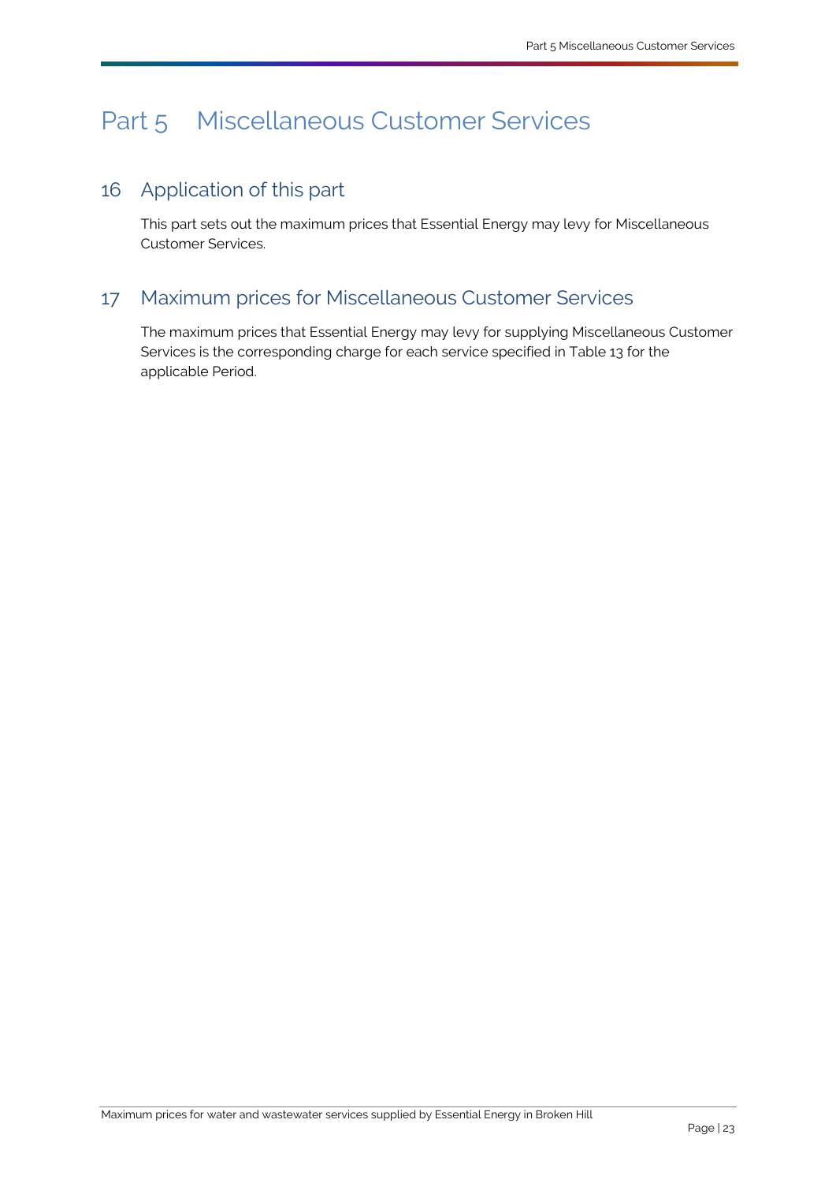# Part 5 Miscellaneous Customer Services

## 16 Application of this part

This part sets out the maximum prices that Essential Energy may levy for Miscellaneous Customer Services.

## 17 Maximum prices for Miscellaneous Customer Services

The maximum prices that Essential Energy may levy for supplying Miscellaneous Customer Services is the corresponding charge for each service specified in Table 13 for the applicable Period.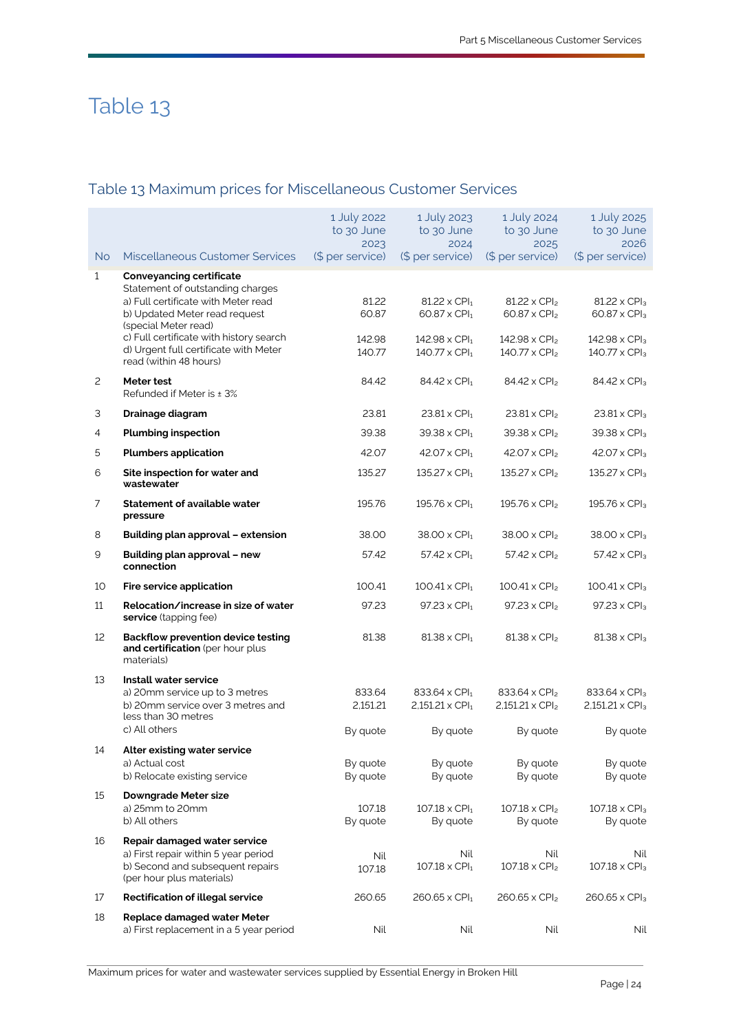# Table 13

## Table 13 Maximum prices for Miscellaneous Customer Services

| No | Miscellaneous Customer Services | 1 July 2022 to 30 June 2023 ($ per service) | 1 July 2023 to 30 June 2024 ($ per service) | 1 July 2024 to 30 June 2025 ($ per service) | 1 July 2025 to 30 June 2026 ($ per service) |
|---|---|---|---|---|---|
| 1 | **Conveyancing certificate** Statement of outstanding charges | | | | |
| | a) Full certificate with Meter read | 81.22 | 81.22 x $CPI_1$ | 81.22 x $CPI_2$ | 81.22 x $CPI_3$ |
| | b) Updated Meter read request (special Meter read) | 60.87 | 60.87 x $CPI_1$ | 60.87 x $CPI_2$ | 60.87 x $CPI_3$ |
| | c) Full certificate with history search | 142.98 | 142.98 x $CPI_1$ | 142.98 x $CPI_2$ | 142.98 x $CPI_3$ |
| | d) Urgent full certificate with Meter read (within 48 hours) | 140.77 | 140.77 x $CPI_1$ | 140.77 x $CPI_2$ | 140.77 x $CPI_3$ |
| 2 | **Meter test** Refunded if Meter is ± 3% | 84.42 | 84.42 x $CPI_1$ | 84.42 x $CPI_2$ | 84.42 x $CPI_3$ |
| 3 | **Drainage diagram** | 23.81 | 23.81 x $CPI_1$ | 23.81 x $CPI_2$ | 23.81 x $CPI_3$ |
| 4 | **Plumbing inspection** | 39.38 | 39.38 x $CPI_1$ | 39.38 x $CPI_2$ | 39.38 x $CPI_3$ |
| 5 | **Plumbers application** | 42.07 | 42.07 x $CPI_1$ | 42.07 x $CPI_2$ | 42.07 x $CPI_3$ |
| 6 | **Site inspection for water and wastewater** | 135.27 | 135.27 x $CPI_1$ | 135.27 x $CPI_2$ | 135.27 x $CPI_3$ |
| 7 | **Statement of available water pressure** | 195.76 | 195.76 x $CPI_1$ | 195.76 x $CPI_2$ | 195.76 x $CPI_3$ |
| 8 | **Building plan approval – extension** | 38.00 | 38.00 x $CPI_1$ | 38.00 x $CPI_2$ | 38.00 x $CPI_3$ |
| 9 | **Building plan approval – new connection** | 57.42 | 57.42 x $CPI_1$ | 57.42 x $CPI_2$ | 57.42 x $CPI_3$ |
| 10 | **Fire service application** | 100.41 | 100.41 x $CPI_1$ | 100.41 x $CPI_2$ | 100.41 x $CPI_3$ |
| 11 | **Relocation/increase in size of water service** (tapping fee) | 97.23 | 97.23 x $CPI_1$ | 97.23 x $CPI_2$ | 97.23 x $CPI_3$ |
| 12 | **Backflow prevention device testing and certification** (per hour plus materials) | 81.38 | 81.38 x $CPI_1$ | 81.38 x $CPI_2$ | 81.38 x $CPI_3$ |
| 13 | **Install water service** | | | | |
| | a) 20mm service up to 3 metres | 833.64 | 833.64 x $CPI_1$ | 833.64 x $CPI_2$ | 833.64 x $CPI_3$ |
| | b) 20mm service over 3 metres and less than 30 metres | 2,151.21 | 2,151.21 x $CPI_1$ | 2,151.21 x $CPI_2$ | 2,151.21 x $CPI_3$ |
| | c) All others | By quote | By quote | By quote | By quote |
| 14 | **Alter existing water service** | | | | |
| | a) Actual cost | By quote | By quote | By quote | By quote |
| | b) Relocate existing service | By quote | By quote | By quote | By quote |
| 15 | **Downgrade Meter size** | | | | |
| | a) 25mm to 20mm | 107.18 | 107.18 x $CPI_1$ | 107.18 x $CPI_2$ | 107.18 x $CPI_3$ |
| | b) All others | By quote | By quote | By quote | By quote |
| 16 | **Repair damaged water service** | | | | |
| | a) First repair within 5 year period | Nil | Nil | Nil | Nil |
| | b) Second and subsequent repairs (per hour plus materials) | 107.18 | 107.18 x $CPI_1$ | 107.18 x $CPI_2$ | 107.18 x $CPI_3$ |
| 17 | **Rectification of illegal service** | 260.65 | 260.65 x $CPI_1$ | 260.65 x $CPI_2$ | 260.65 x $CPI_3$ |
| 18 | **Replace damaged water Meter** | | | | |
| | a) First replacement in a 5 year period | Nil | Nil | Nil | Nil |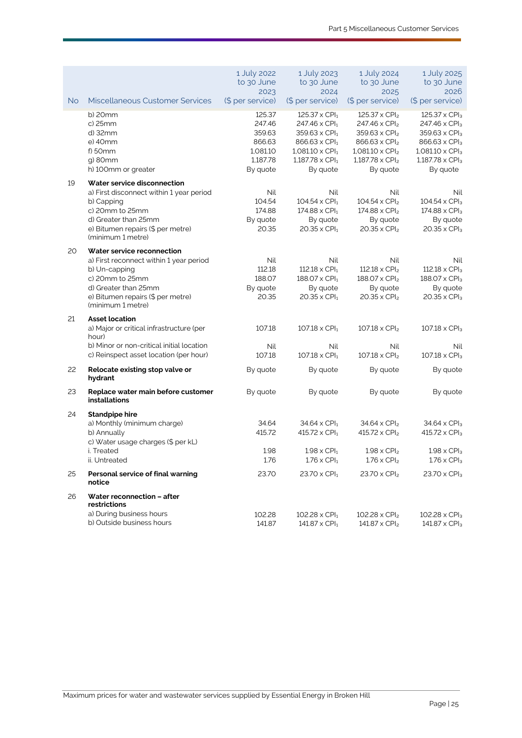| No | Miscellaneous Customer Services | 1 July 2022 to 30 June 2023 ($ per service) | 1 July 2023 to 30 June 2024 ($ per service) | 1 July 2024 to 30 June 2025 ($ per service) | 1 July 2025 to 30 June 2026 ($ per service) |
|---|---|---|---|---|---|
| | b) 20mm | 125.37 | 125.37 x $CPI_1$ | 125.37 x $CPI_2$ | 125.37 x $CPI_3$ |
| | c) 25mm | 247.46 | 247.46 x $CPI_1$ | 247.46 x $CPI_2$ | 247.46 x $CPI_3$ |
| | d) 32mm | 359.63 | 359.63 x $CPI_1$ | 359.63 x $CPI_2$ | 359.63 x $CPI_3$ |
| | e) 40mm | 866.63 | 866.63 x $CPI_1$ | 866.63 x $CPI_2$ | 866.63 x $CPI_3$ |
| | f) 50mm | 1,081.10 | 1,081.10 x $CPI_1$ | 1,081.10 x $CPI_2$ | 1,081.10 x $CPI_3$ |
| | g) 80mm | 1,187.78 | 1,187.78 x $CPI_1$ | 1,187.78 x $CPI_2$ | 1,187.78 x $CPI_3$ |
| | h) 100mm or greater | By quote | By quote | By quote | By quote |
| 19 | **Water service disconnection** | | | | |
| | a) First disconnect within 1 year period | Nil | Nil | Nil | Nil |
| | b) Capping | 104.54 | 104.54 x $CPI_1$ | 104.54 x $CPI_2$ | 104.54 x $CPI_3$ |
| | c) 20mm to 25mm | 174.88 | 174.88 x $CPI_1$ | 174.88 x $CPI_2$ | 174.88 x $CPI_3$ |
| | d) Greater than 25mm | By quote | By quote | By quote | By quote |
| | e) Bitumen repairs ($ per metre) (minimum 1 metre) | 20.35 | 20.35 x $CPI_1$ | 20.35 x $CPI_2$ | 20.35 x $CPI_3$ |
| 20 | **Water service reconnection** | | | | |
| | a) First reconnect within 1 year period | Nil | Nil | Nil | Nil |
| | b) Un-capping | 112.18 | 112.18 x $CPI_1$ | 112.18 x $CPI_2$ | 112.18 x $CPI_3$ |
| | c) 20mm to 25mm | 188.07 | 188.07 x $CPI_1$ | 188.07 x $CPI_2$ | 188.07 x $CPI_3$ |
| | d) Greater than 25mm | By quote | By quote | By quote | By quote |
| | e) Bitumen repairs ($ per metre) (minimum 1 metre) | 20.35 | 20.35 x $CPI_1$ | 20.35 x $CPI_2$ | 20.35 x $CPI_3$ |
| 21 | **Asset location** | | | | |
| | a) Major or critical infrastructure (per hour) | 107.18 | 107.18 x $CPI_1$ | 107.18 x $CPI_2$ | 107.18 x $CPI_3$ |
| | b) Minor or non-critical initial location | Nil | Nil | Nil | Nil |
| | c) Reinspect asset location (per hour) | 107.18 | 107.18 x $CPI_1$ | 107.18 x $CPI_2$ | 107.18 x $CPI_3$ |
| 22 | **Relocate existing stop valve or hydrant** | By quote | By quote | By quote | By quote |
| 23 | **Replace water main before customer installations** | By quote | By quote | By quote | By quote |
| 24 | **Standpipe hire** | | | | |
| | a) Monthly (minimum charge) | 34.64 | 34.64 x $CPI_1$ | 34.64 x $CPI_2$ | 34.64 x $CPI_3$ |
| | b) Annually | 415.72 | 415.72 x $CPI_1$ | 415.72 x $CPI_2$ | 415.72 x $CPI_3$ |
| | c) Water usage charges ($ per kL) | | | | |
| | i. Treated | 1.98 | 1.98 x $CPI_1$ | 1.98 x $CPI_2$ | 1.98 x $CPI_3$ |
| | ii. Untreated | 1.76 | 1.76 x $CPI_1$ | 1.76 x $CPI_2$ | 1.76 x $CPI_3$ |
| 25 | **Personal service of final warning notice** | 23.70 | 23.70 x $CPI_1$ | 23.70 x $CPI_2$ | 23.70 x $CPI_3$ |
| 26 | **Water reconnection – after restrictions** | | | | |
| | a) During business hours | 102.28 | 102.28 x $CPI_1$ | 102.28 x $CPI_2$ | 102.28 x $CPI_3$ |
| | b) Outside business hours | 141.87 | 141.87 x $CPI_1$ | 141.87 x $CPI_2$ | 141.87 x $CPI_3$ |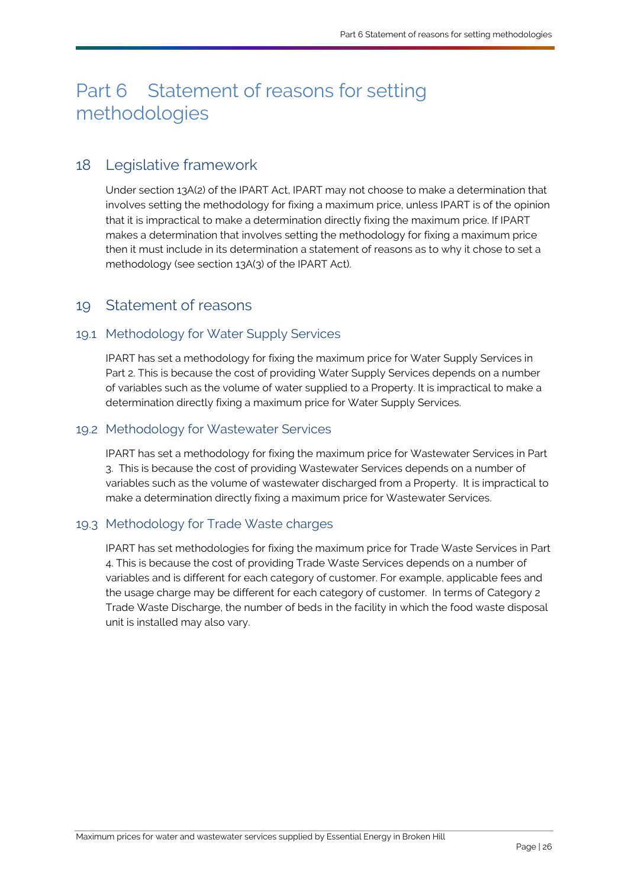# Part 6 Statement of reasons for setting methodologies

## 18 Legislative framework

Under section 13A(2) of the IPART Act, IPART may not choose to make a determination that involves setting the methodology for fixing a maximum price, unless IPART is of the opinion that it is impractical to make a determination directly fixing the maximum price. If IPART makes a determination that involves setting the methodology for fixing a maximum price then it must include in its determination a statement of reasons as to why it chose to set a methodology (see section 13A(3) of the IPART Act).

## 19 Statement of reasons

### 19.1 Methodology for Water Supply Services

IPART has set a methodology for fixing the maximum price for Water Supply Services in Part 2. This is because the cost of providing Water Supply Services depends on a number of variables such as the volume of water supplied to a Property. It is impractical to make a determination directly fixing a maximum price for Water Supply Services.

### 19.2 Methodology for Wastewater Services

IPART has set a methodology for fixing the maximum price for Wastewater Services in Part 3. This is because the cost of providing Wastewater Services depends on a number of variables such as the volume of wastewater discharged from a Property. It is impractical to make a determination directly fixing a maximum price for Wastewater Services.

### 19.3 Methodology for Trade Waste charges

IPART has set methodologies for fixing the maximum price for Trade Waste Services in Part 4. This is because the cost of providing Trade Waste Services depends on a number of variables and is different for each category of customer. For example, applicable fees and the usage charge may be different for each category of customer. In terms of Category 2 Trade Waste Discharge, the number of beds in the facility in which the food waste disposal unit is installed may also vary.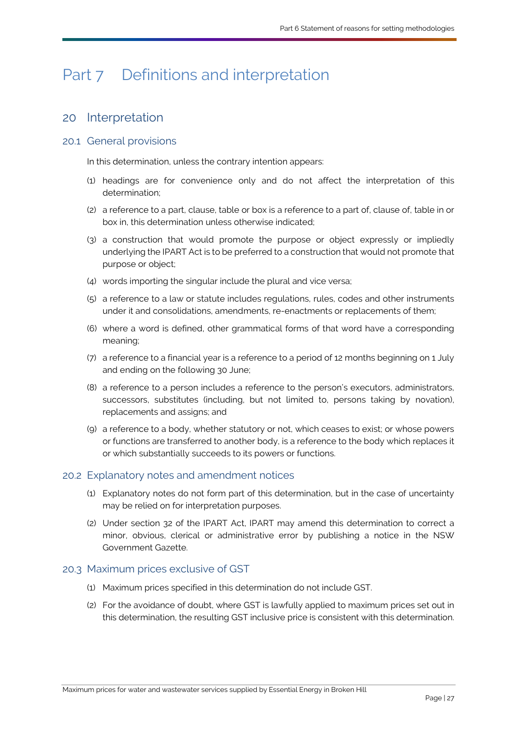# Part 7 Definitions and interpretation

## 20 Interpretation

### 20.1 General provisions

In this determination, unless the contrary intention appears:

(1) headings are for convenience only and do not affect the interpretation of this determination;

(2) a reference to a part, clause, table or box is a reference to a part of, clause of, table in or box in, this determination unless otherwise indicated;

(3) a construction that would promote the purpose or object expressly or impliedly underlying the IPART Act is to be preferred to a construction that would not promote that purpose or object;

(4) words importing the singular include the plural and vice versa;

(5) a reference to a law or statute includes regulations, rules, codes and other instruments under it and consolidations, amendments, re-enactments or replacements of them;

(6) where a word is defined, other grammatical forms of that word have a corresponding meaning;

(7) a reference to a financial year is a reference to a period of 12 months beginning on 1 July and ending on the following 30 June;

(8) a reference to a person includes a reference to the person's executors, administrators, successors, substitutes (including, but not limited to, persons taking by novation), replacements and assigns; and

(9) a reference to a body, whether statutory or not, which ceases to exist; or whose powers or functions are transferred to another body, is a reference to the body which replaces it or which substantially succeeds to its powers or functions.

### 20.2 Explanatory notes and amendment notices

(1) Explanatory notes do not form part of this determination, but in the case of uncertainty may be relied on for interpretation purposes.

(2) Under section 32 of the IPART Act, IPART may amend this determination to correct a minor, obvious, clerical or administrative error by publishing a notice in the NSW Government Gazette.

### 20.3 Maximum prices exclusive of GST

(1) Maximum prices specified in this determination do not include GST.

(2) For the avoidance of doubt, where GST is lawfully applied to maximum prices set out in this determination, the resulting GST inclusive price is consistent with this determination.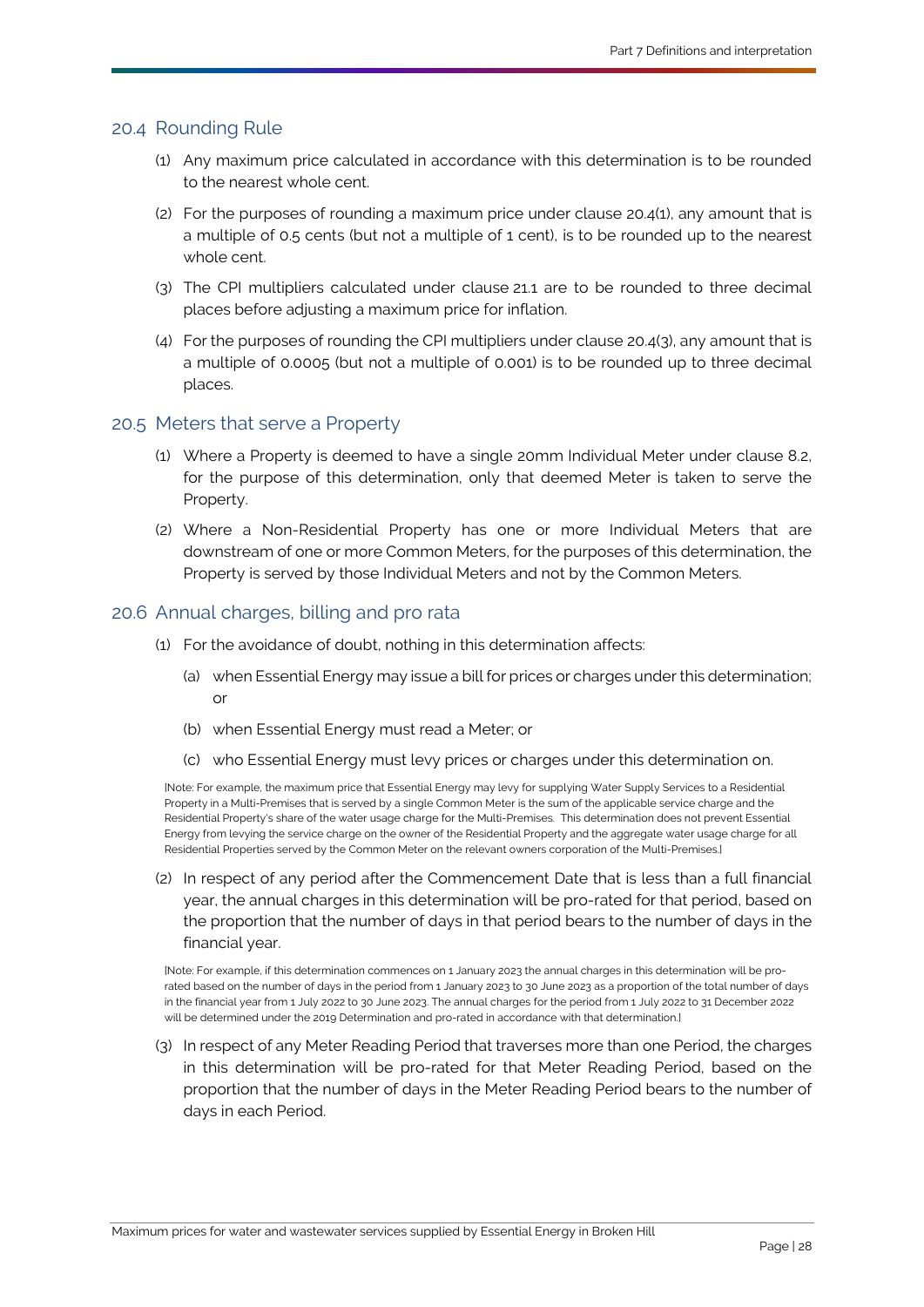## 20.4 Rounding Rule

(1) Any maximum price calculated in accordance with this determination is to be rounded to the nearest whole cent.

(2) For the purposes of rounding a maximum price under clause 20.4(1), any amount that is a multiple of 0.5 cents (but not a multiple of 1 cent), is to be rounded up to the nearest whole cent.

(3) The CPI multipliers calculated under clause 21.1 are to be rounded to three decimal places before adjusting a maximum price for inflation.

(4) For the purposes of rounding the CPI multipliers under clause 20.4(3), any amount that is a multiple of 0.0005 (but not a multiple of 0.001) is to be rounded up to three decimal places.

## 20.5 Meters that serve a Property

(1) Where a Property is deemed to have a single 20mm Individual Meter under clause 8.2, for the purpose of this determination, only that deemed Meter is taken to serve the Property.

(2) Where a Non-Residential Property has one or more Individual Meters that are downstream of one or more Common Meters, for the purposes of this determination, the Property is served by those Individual Meters and not by the Common Meters.

## 20.6 Annual charges, billing and pro rata

(1) For the avoidance of doubt, nothing in this determination affects:

  (a) when Essential Energy may issue a bill for prices or charges under this determination; or

  (b) when Essential Energy must read a Meter; or

  (c) who Essential Energy must levy prices or charges under this determination on.

[Note: For example, the maximum price that Essential Energy may levy for supplying Water Supply Services to a Residential Property in a Multi-Premises that is served by a single Common Meter is the sum of the applicable service charge and the Residential Property's share of the water usage charge for the Multi-Premises. This determination does not prevent Essential Energy from levying the service charge on the owner of the Residential Property and the aggregate water usage charge for all Residential Properties served by the Common Meter on the relevant owners corporation of the Multi-Premises.]

(2) In respect of any period after the Commencement Date that is less than a full financial year, the annual charges in this determination will be pro-rated for that period, based on the proportion that the number of days in that period bears to the number of days in the financial year.

[Note: For example, if this determination commences on 1 January 2023 the annual charges in this determination will be pro-rated based on the number of days in the period from 1 January 2023 to 30 June 2023 as a proportion of the total number of days in the financial year from 1 July 2022 to 30 June 2023. The annual charges for the period from 1 July 2022 to 31 December 2022 will be determined under the 2019 Determination and pro-rated in accordance with that determination.]

(3) In respect of any Meter Reading Period that traverses more than one Period, the charges in this determination will be pro-rated for that Meter Reading Period, based on the proportion that the number of days in the Meter Reading Period bears to the number of days in each Period.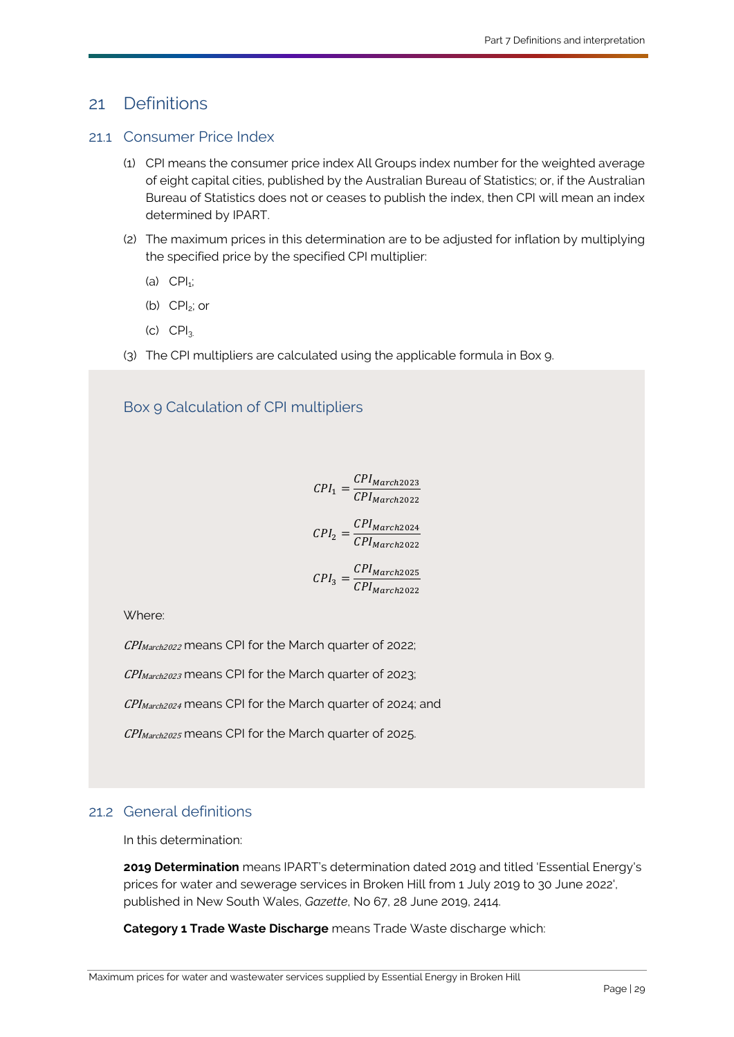# 21 Definitions

## 21.1 Consumer Price Index

(1) CPI means the consumer price index All Groups index number for the weighted average of eight capital cities, published by the Australian Bureau of Statistics; or, if the Australian Bureau of Statistics does not or ceases to publish the index, then CPI will mean an index determined by IPART.

(2) The maximum prices in this determination are to be adjusted for inflation by multiplying the specified price by the specified CPI multiplier:

(a) $CPI_1$;

(b) $CPI_2$; or

(c) $CPI_3$.

(3) The CPI multipliers are calculated using the applicable formula in Box 9.

### Box 9 Calculation of CPI multipliers

$$CPI_1 = \frac{CPI_{March2023}}{CPI_{March2022}}$$

$$CPI_2 = \frac{CPI_{March2024}}{CPI_{March2022}}$$

$$CPI_3 = \frac{CPI_{March2025}}{CPI_{March2022}}$$

Where:

$CPI_{March2022}$ means CPI for the March quarter of 2022;

$CPI_{March2023}$ means CPI for the March quarter of 2023;

$CPI_{March2024}$ means CPI for the March quarter of 2024; and

$CPI_{March2025}$ means CPI for the March quarter of 2025.

## 21.2 General definitions

In this determination:

**2019 Determination** means IPART's determination dated 2019 and titled 'Essential Energy's prices for water and sewerage services in Broken Hill from 1 July 2019 to 30 June 2022', published in New South Wales, *Gazette*, No 67, 28 June 2019, 2414.

**Category 1 Trade Waste Discharge** means Trade Waste discharge which: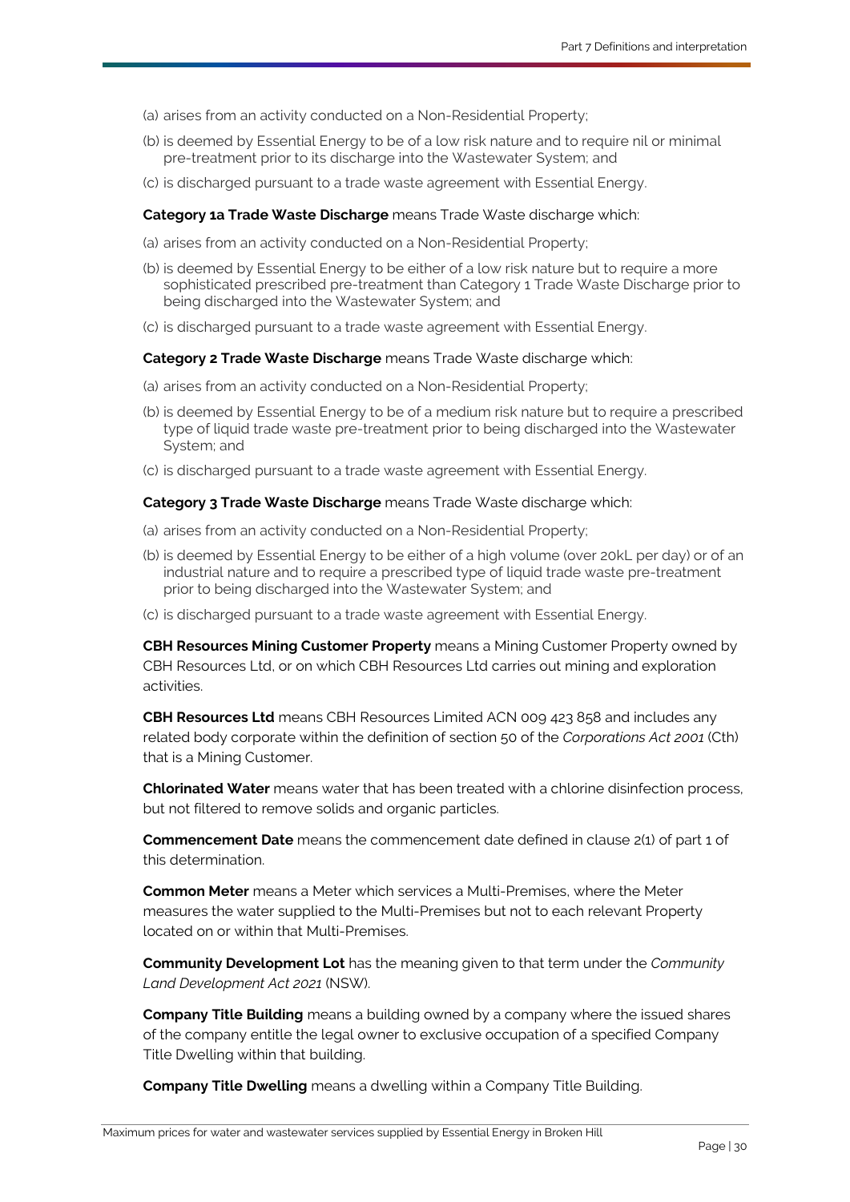(a) arises from an activity conducted on a Non-Residential Property;

(b) is deemed by Essential Energy to be of a low risk nature and to require nil or minimal pre-treatment prior to its discharge into the Wastewater System; and

(c) is discharged pursuant to a trade waste agreement with Essential Energy.

**Category 1a Trade Waste Discharge** means Trade Waste discharge which:

(a) arises from an activity conducted on a Non-Residential Property;

(b) is deemed by Essential Energy to be either of a low risk nature but to require a more sophisticated prescribed pre-treatment than Category 1 Trade Waste Discharge prior to being discharged into the Wastewater System; and

(c) is discharged pursuant to a trade waste agreement with Essential Energy.

**Category 2 Trade Waste Discharge** means Trade Waste discharge which:

(a) arises from an activity conducted on a Non-Residential Property;

(b) is deemed by Essential Energy to be of a medium risk nature but to require a prescribed type of liquid trade waste pre-treatment prior to being discharged into the Wastewater System; and

(c) is discharged pursuant to a trade waste agreement with Essential Energy.

**Category 3 Trade Waste Discharge** means Trade Waste discharge which:

(a) arises from an activity conducted on a Non-Residential Property;

(b) is deemed by Essential Energy to be either of a high volume (over 20kL per day) or of an industrial nature and to require a prescribed type of liquid trade waste pre-treatment prior to being discharged into the Wastewater System; and

(c) is discharged pursuant to a trade waste agreement with Essential Energy.

**CBH Resources Mining Customer Property** means a Mining Customer Property owned by CBH Resources Ltd, or on which CBH Resources Ltd carries out mining and exploration activities.

**CBH Resources Ltd** means CBH Resources Limited ACN 009 423 858 and includes any related body corporate within the definition of section 50 of the *Corporations Act 2001* (Cth) that is a Mining Customer.

**Chlorinated Water** means water that has been treated with a chlorine disinfection process, but not filtered to remove solids and organic particles.

**Commencement Date** means the commencement date defined in clause 2(1) of part 1 of this determination.

**Common Meter** means a Meter which services a Multi-Premises, where the Meter measures the water supplied to the Multi-Premises but not to each relevant Property located on or within that Multi-Premises.

**Community Development Lot** has the meaning given to that term under the *Community Land Development Act 2021* (NSW).

**Company Title Building** means a building owned by a company where the issued shares of the company entitle the legal owner to exclusive occupation of a specified Company Title Dwelling within that building.

**Company Title Dwelling** means a dwelling within a Company Title Building.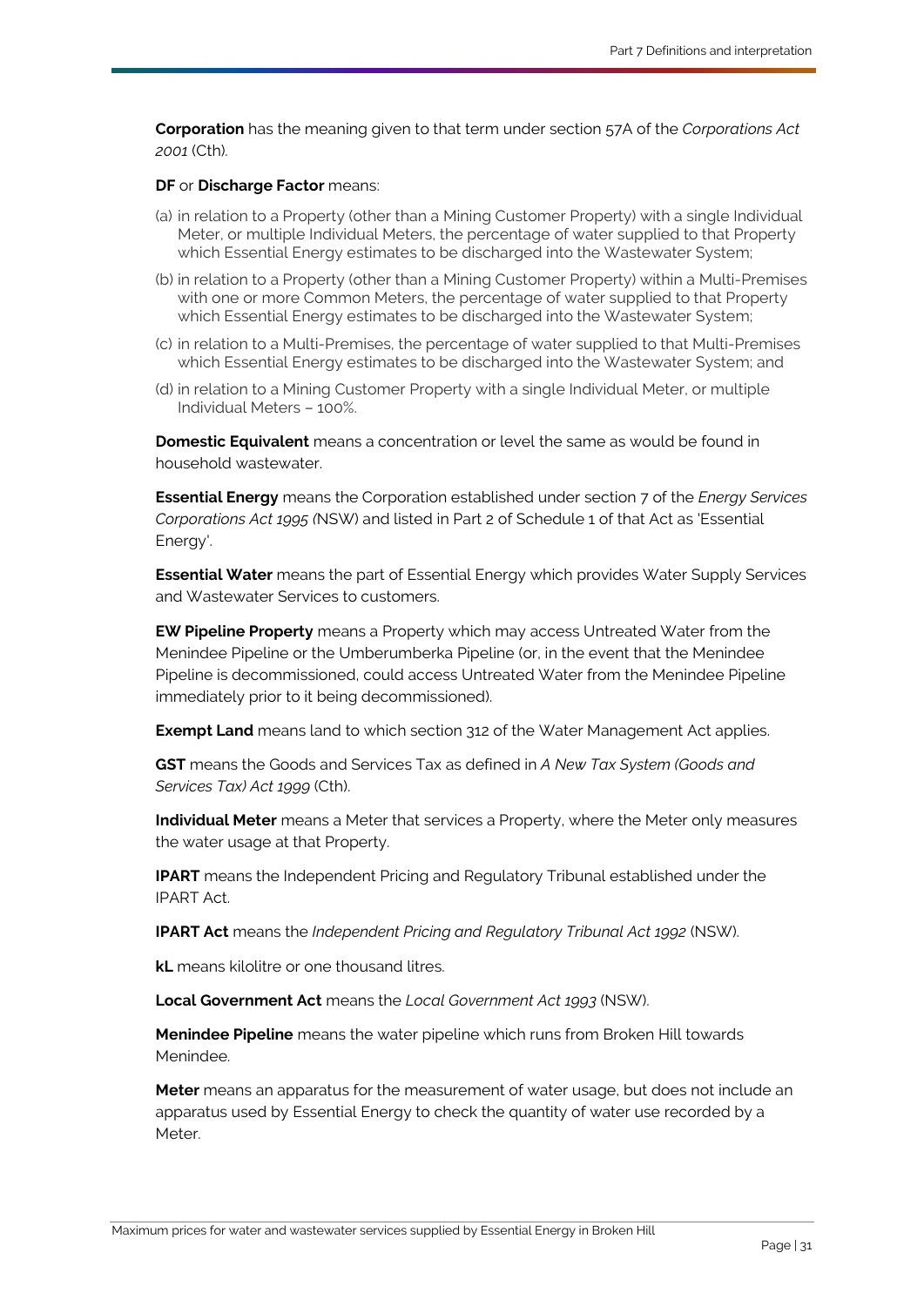**Corporation** has the meaning given to that term under section 57A of the *Corporations Act 2001* (Cth).

**DF** or **Discharge Factor** means:

(a) in relation to a Property (other than a Mining Customer Property) with a single Individual Meter, or multiple Individual Meters, the percentage of water supplied to that Property which Essential Energy estimates to be discharged into the Wastewater System;

(b) in relation to a Property (other than a Mining Customer Property) within a Multi-Premises with one or more Common Meters, the percentage of water supplied to that Property which Essential Energy estimates to be discharged into the Wastewater System;

(c) in relation to a Multi-Premises, the percentage of water supplied to that Multi-Premises which Essential Energy estimates to be discharged into the Wastewater System; and

(d) in relation to a Mining Customer Property with a single Individual Meter, or multiple Individual Meters – 100%.

**Domestic Equivalent** means a concentration or level the same as would be found in household wastewater.

**Essential Energy** means the Corporation established under section 7 of the *Energy Services Corporations Act 1995* (NSW) and listed in Part 2 of Schedule 1 of that Act as 'Essential Energy'.

**Essential Water** means the part of Essential Energy which provides Water Supply Services and Wastewater Services to customers.

**EW Pipeline Property** means a Property which may access Untreated Water from the Menindee Pipeline or the Umberumberka Pipeline (or, in the event that the Menindee Pipeline is decommissioned, could access Untreated Water from the Menindee Pipeline immediately prior to it being decommissioned).

**Exempt Land** means land to which section 312 of the Water Management Act applies.

**GST** means the Goods and Services Tax as defined in *A New Tax System (Goods and Services Tax) Act 1999* (Cth).

**Individual Meter** means a Meter that services a Property, where the Meter only measures the water usage at that Property.

**IPART** means the Independent Pricing and Regulatory Tribunal established under the IPART Act.

**IPART Act** means the *Independent Pricing and Regulatory Tribunal Act 1992* (NSW).

**kL** means kilolitre or one thousand litres.

**Local Government Act** means the *Local Government Act 1993* (NSW).

**Menindee Pipeline** means the water pipeline which runs from Broken Hill towards Menindee.

**Meter** means an apparatus for the measurement of water usage, but does not include an apparatus used by Essential Energy to check the quantity of water use recorded by a Meter.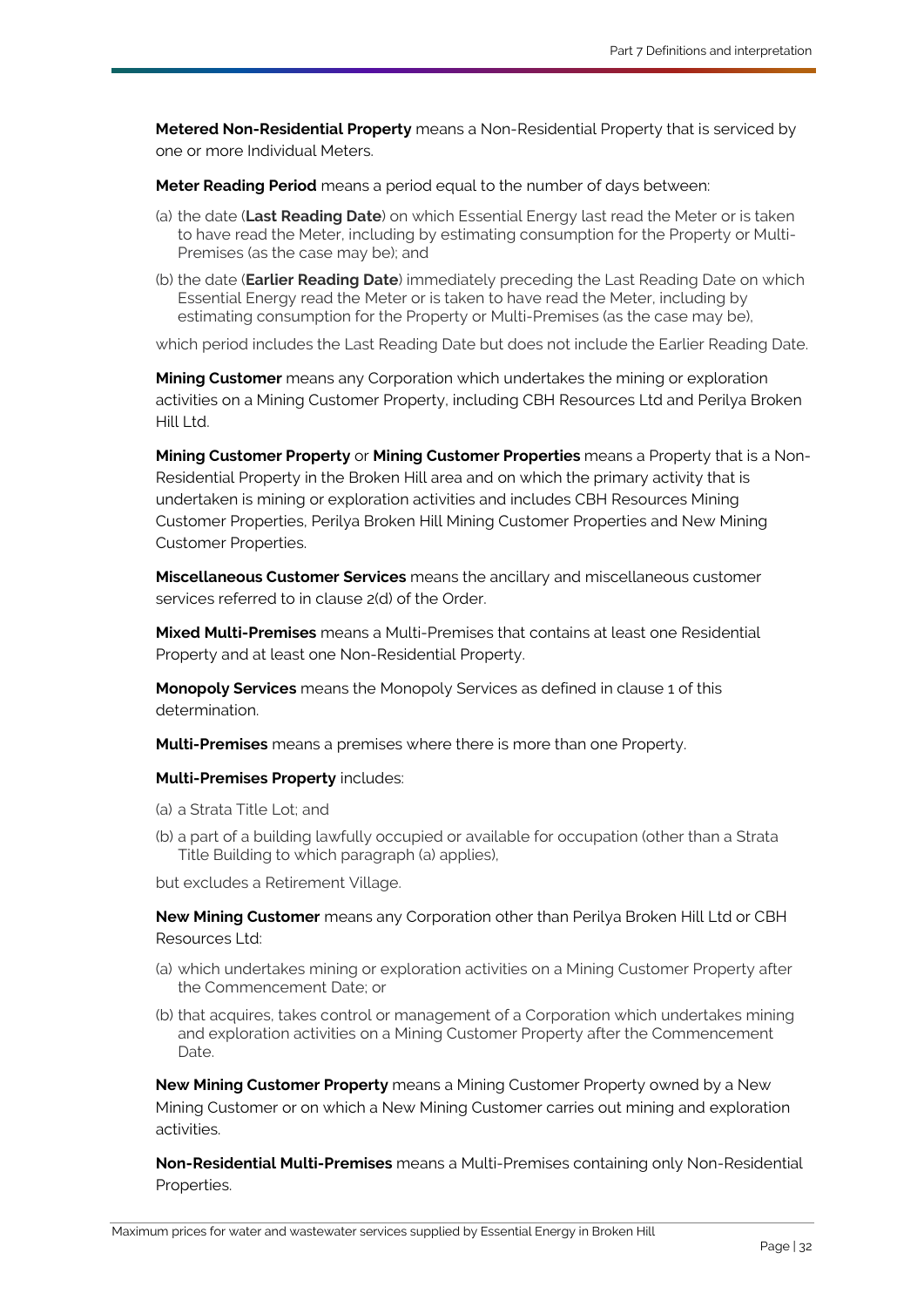**Metered Non-Residential Property** means a Non-Residential Property that is serviced by one or more Individual Meters.

**Meter Reading Period** means a period equal to the number of days between:

(a) the date (**Last Reading Date**) on which Essential Energy last read the Meter or is taken to have read the Meter, including by estimating consumption for the Property or Multi-Premises (as the case may be); and

(b) the date (**Earlier Reading Date**) immediately preceding the Last Reading Date on which Essential Energy read the Meter or is taken to have read the Meter, including by estimating consumption for the Property or Multi-Premises (as the case may be),

which period includes the Last Reading Date but does not include the Earlier Reading Date.

**Mining Customer** means any Corporation which undertakes the mining or exploration activities on a Mining Customer Property, including CBH Resources Ltd and Perilya Broken Hill Ltd.

**Mining Customer Property** or **Mining Customer Properties** means a Property that is a Non-Residential Property in the Broken Hill area and on which the primary activity that is undertaken is mining or exploration activities and includes CBH Resources Mining Customer Properties, Perilya Broken Hill Mining Customer Properties and New Mining Customer Properties.

**Miscellaneous Customer Services** means the ancillary and miscellaneous customer services referred to in clause 2(d) of the Order.

**Mixed Multi-Premises** means a Multi-Premises that contains at least one Residential Property and at least one Non-Residential Property.

**Monopoly Services** means the Monopoly Services as defined in clause 1 of this determination.

**Multi-Premises** means a premises where there is more than one Property.

**Multi-Premises Property** includes:

(a) a Strata Title Lot; and

(b) a part of a building lawfully occupied or available for occupation (other than a Strata Title Building to which paragraph (a) applies),

but excludes a Retirement Village.

**New Mining Customer** means any Corporation other than Perilya Broken Hill Ltd or CBH Resources Ltd:

(a) which undertakes mining or exploration activities on a Mining Customer Property after the Commencement Date; or

(b) that acquires, takes control or management of a Corporation which undertakes mining and exploration activities on a Mining Customer Property after the Commencement Date.

**New Mining Customer Property** means a Mining Customer Property owned by a New Mining Customer or on which a New Mining Customer carries out mining and exploration activities.

**Non-Residential Multi-Premises** means a Multi-Premises containing only Non-Residential Properties.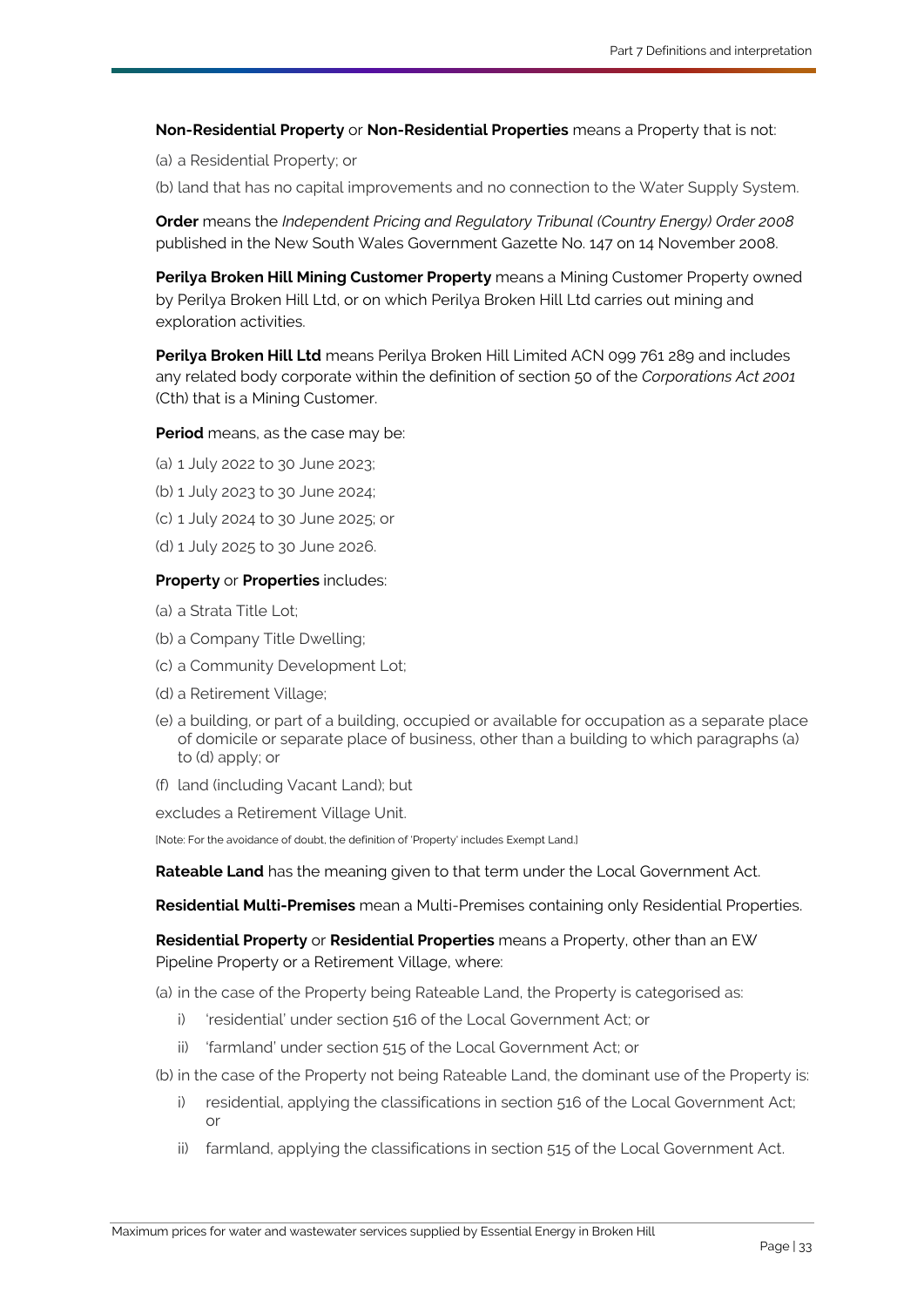**Non-Residential Property** or **Non-Residential Properties** means a Property that is not:

(a) a Residential Property; or

(b) land that has no capital improvements and no connection to the Water Supply System.

**Order** means the *Independent Pricing and Regulatory Tribunal (Country Energy) Order 2008* published in the New South Wales Government Gazette No. 147 on 14 November 2008.

**Perilya Broken Hill Mining Customer Property** means a Mining Customer Property owned by Perilya Broken Hill Ltd, or on which Perilya Broken Hill Ltd carries out mining and exploration activities.

**Perilya Broken Hill Ltd** means Perilya Broken Hill Limited ACN 099 761 289 and includes any related body corporate within the definition of section 50 of the *Corporations Act 2001* (Cth) that is a Mining Customer.

**Period** means, as the case may be:

(a) 1 July 2022 to 30 June 2023;

(b) 1 July 2023 to 30 June 2024;

(c) 1 July 2024 to 30 June 2025; or

(d) 1 July 2025 to 30 June 2026.

**Property** or **Properties** includes:

(a) a Strata Title Lot;

(b) a Company Title Dwelling;

(c) a Community Development Lot;

(d) a Retirement Village;

(e) a building, or part of a building, occupied or available for occupation as a separate place of domicile or separate place of business, other than a building to which paragraphs (a) to (d) apply; or

(f) land (including Vacant Land); but

excludes a Retirement Village Unit.

[Note: For the avoidance of doubt, the definition of 'Property' includes Exempt Land.]

**Rateable Land** has the meaning given to that term under the Local Government Act.

**Residential Multi-Premises** mean a Multi-Premises containing only Residential Properties.

**Residential Property** or **Residential Properties** means a Property, other than an EW Pipeline Property or a Retirement Village, where:

(a) in the case of the Property being Rateable Land, the Property is categorised as:

- i) 'residential' under section 516 of the Local Government Act; or
- ii) 'farmland' under section 515 of the Local Government Act; or

(b) in the case of the Property not being Rateable Land, the dominant use of the Property is:

- i) residential, applying the classifications in section 516 of the Local Government Act; or
- ii) farmland, applying the classifications in section 515 of the Local Government Act.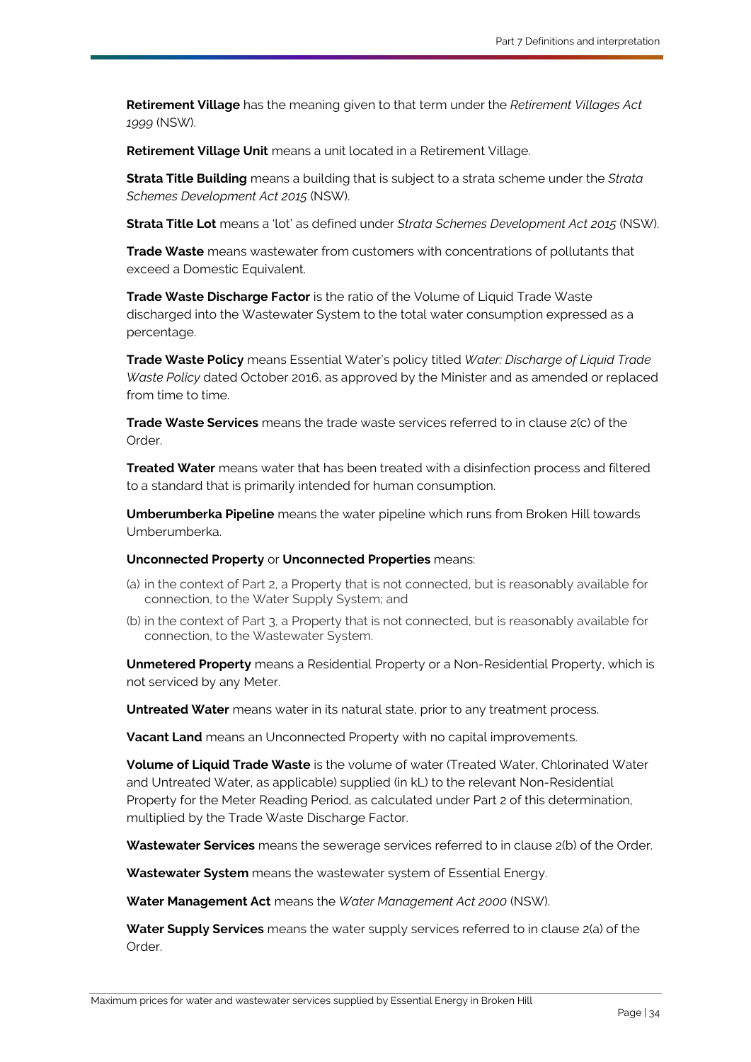**Retirement Village** has the meaning given to that term under the *Retirement Villages Act 1999* (NSW).

**Retirement Village Unit** means a unit located in a Retirement Village.

**Strata Title Building** means a building that is subject to a strata scheme under the *Strata Schemes Development Act 2015* (NSW).

**Strata Title Lot** means a 'lot' as defined under *Strata Schemes Development Act 2015* (NSW).

**Trade Waste** means wastewater from customers with concentrations of pollutants that exceed a Domestic Equivalent.

**Trade Waste Discharge Factor** is the ratio of the Volume of Liquid Trade Waste discharged into the Wastewater System to the total water consumption expressed as a percentage.

**Trade Waste Policy** means Essential Water's policy titled *Water: Discharge of Liquid Trade Waste Policy* dated October 2016, as approved by the Minister and as amended or replaced from time to time.

**Trade Waste Services** means the trade waste services referred to in clause 2(c) of the Order.

**Treated Water** means water that has been treated with a disinfection process and filtered to a standard that is primarily intended for human consumption.

**Umberumberka Pipeline** means the water pipeline which runs from Broken Hill towards Umberumberka.

**Unconnected Property** or **Unconnected Properties** means:

(a) in the context of Part 2, a Property that is not connected, but is reasonably available for connection, to the Water Supply System; and

(b) in the context of Part 3, a Property that is not connected, but is reasonably available for connection, to the Wastewater System.

**Unmetered Property** means a Residential Property or a Non-Residential Property, which is not serviced by any Meter.

**Untreated Water** means water in its natural state, prior to any treatment process.

**Vacant Land** means an Unconnected Property with no capital improvements.

**Volume of Liquid Trade Waste** is the volume of water (Treated Water, Chlorinated Water and Untreated Water, as applicable) supplied (in kL) to the relevant Non-Residential Property for the Meter Reading Period, as calculated under Part 2 of this determination, multiplied by the Trade Waste Discharge Factor.

**Wastewater Services** means the sewerage services referred to in clause 2(b) of the Order.

**Wastewater System** means the wastewater system of Essential Energy.

**Water Management Act** means the *Water Management Act 2000* (NSW).

**Water Supply Services** means the water supply services referred to in clause 2(a) of the Order.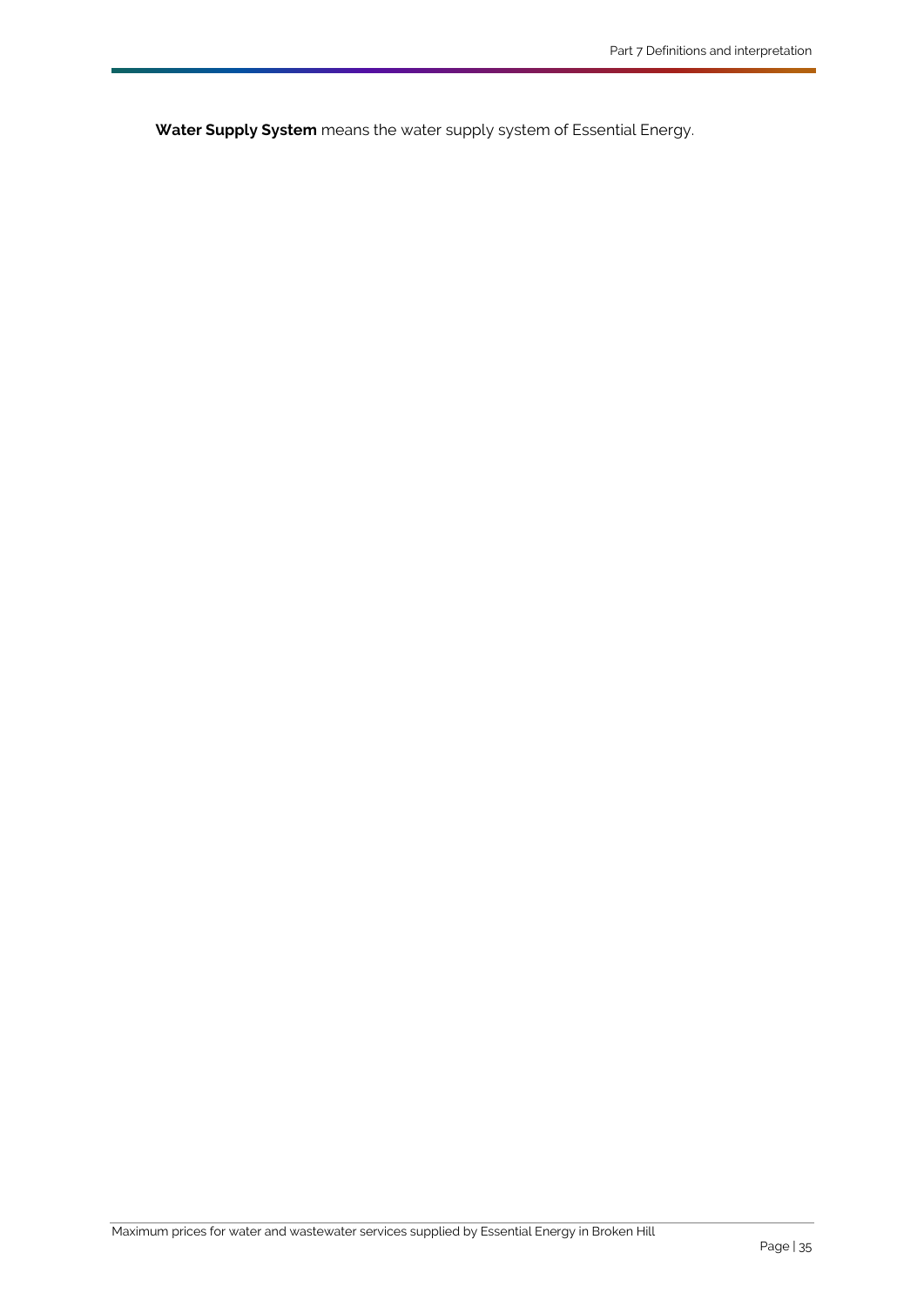**Water Supply System** means the water supply system of Essential Energy.